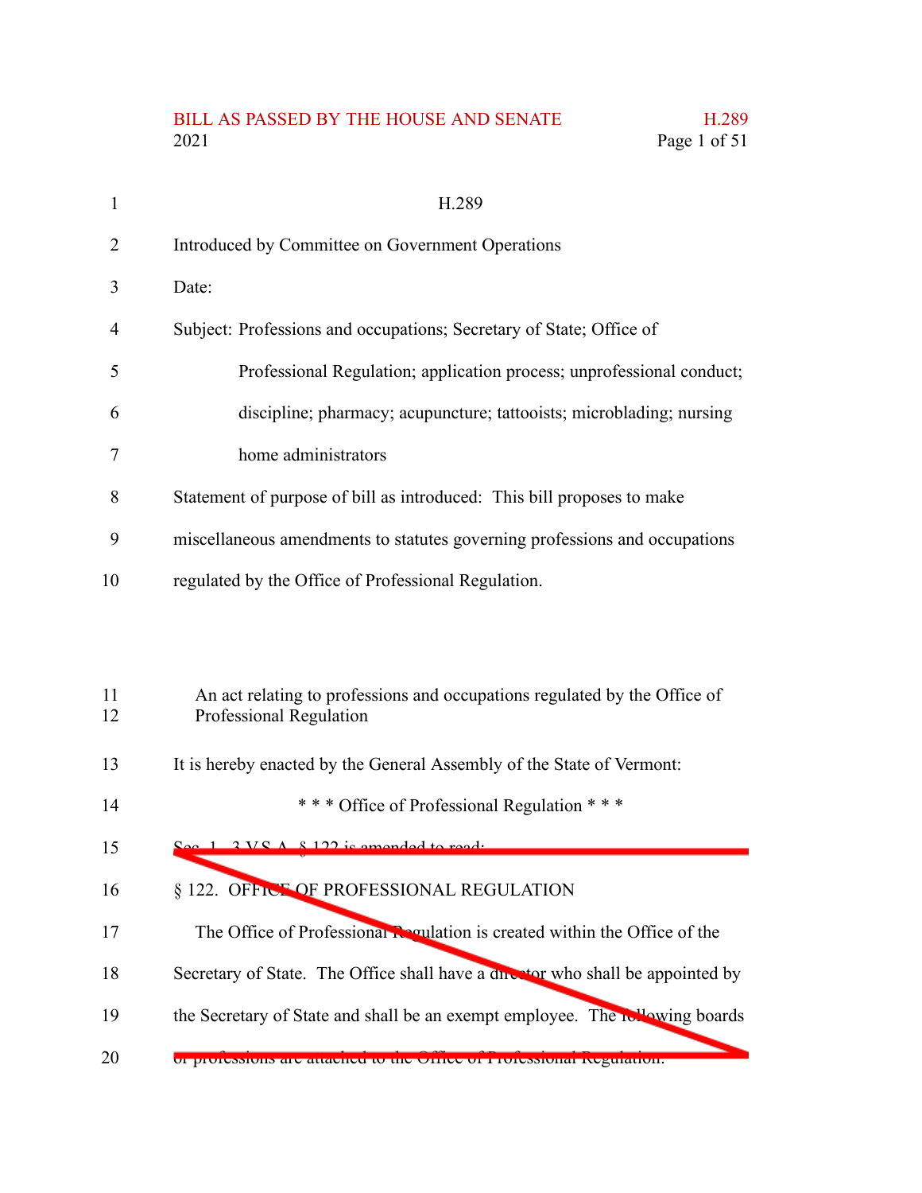# H.289

Introduced by Committee on Government Operations

Date:

Subject: Professions and occupations; Secretary of State; Office of Professional Regulation; application process; unprofessional conduct; discipline; pharmacy; acupuncture; tattooists; microblading; nursing home administrators

Statement of purpose of bill as introduced: This bill proposes to make miscellaneous amendments to statutes governing professions and occupations regulated by the Office of Professional Regulation.

An act relating to professions and occupations regulated by the Office of Professional Regulation

It is hereby enacted by the General Assembly of the State of Vermont:

\* \* \* Office of Professional Regulation \* \* \*

~~Sec. 1. 3 V.S.A. § 122 is amended to read:~~

~~§ 122. OFFICE OF PROFESSIONAL REGULATION~~

~~The Office of Professional Regulation is created within the Office of the Secretary of State. The Office shall have a director who shall be appointed by the Secretary of State and shall be an exempt employee. The following boards or professions are attached to the Office of Professional Regulation:~~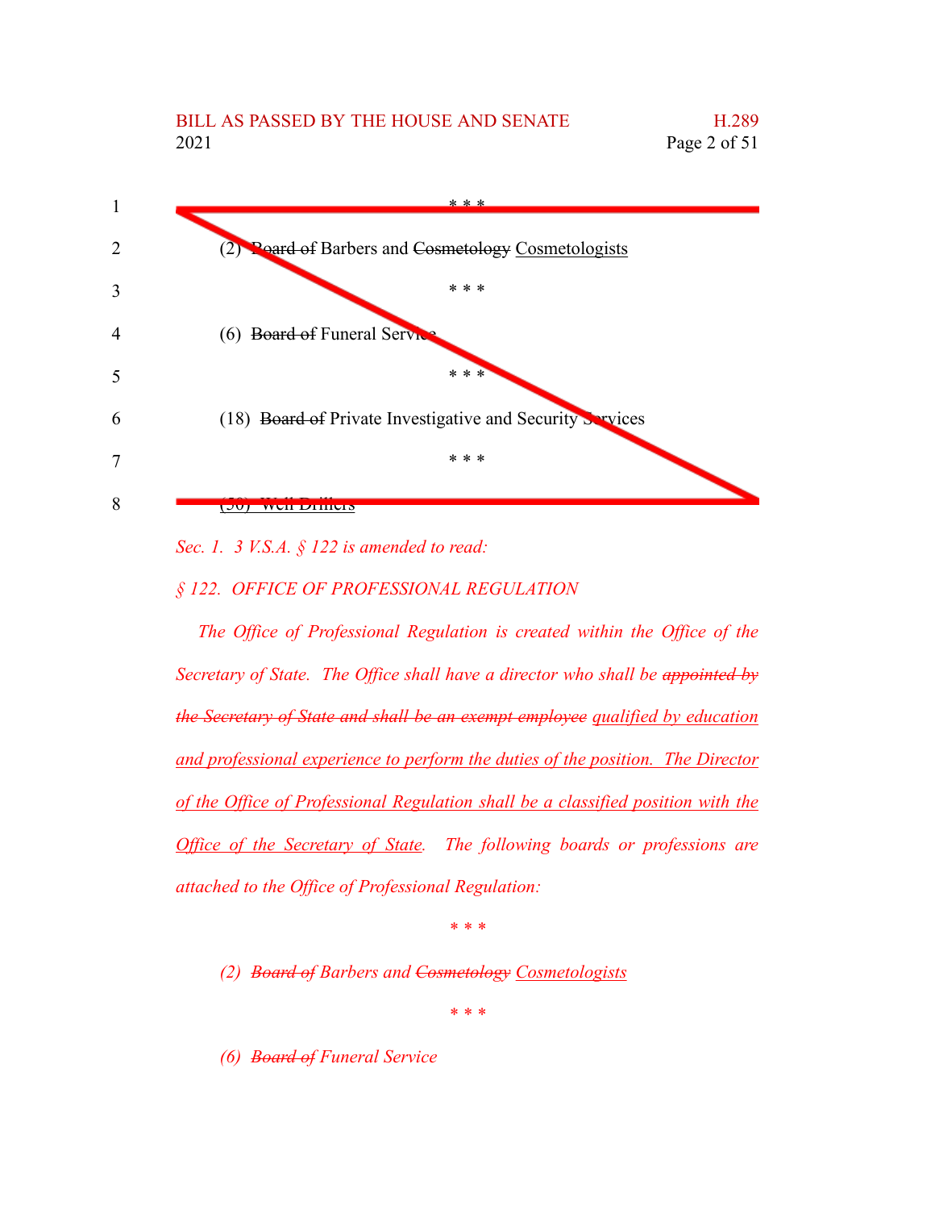\* \* \*

(2) ~~Board of~~ Barbers and ~~Cosmetology~~ <u>Cosmetologists</u>

\* \* \*

(6) ~~Board of~~ Funeral Service

\* \* \*

(18) ~~Board of~~ Private Investigative and Security Services

\* \* \*

<u>(50) Well Drillers</u>

*Sec. 1. 3 V.S.A. § 122 is amended to read:*

*§ 122. OFFICE OF PROFESSIONAL REGULATION*

*The Office of Professional Regulation is created within the Office of the Secretary of State. The Office shall have a director who shall be ~~appointed by the Secretary of State and shall be an exempt employee~~ <u>qualified by education and professional experience to perform the duties of the position. The Director of the Office of Professional Regulation shall be a classified position with the Office of the Secretary of State</u>. The following boards or professions are attached to the Office of Professional Regulation:*

*\* \* \**

*(2) ~~Board of~~ Barbers and ~~Cosmetology~~ <u>Cosmetologists</u>*

*\* \* \**

*(6) ~~Board of~~ Funeral Service*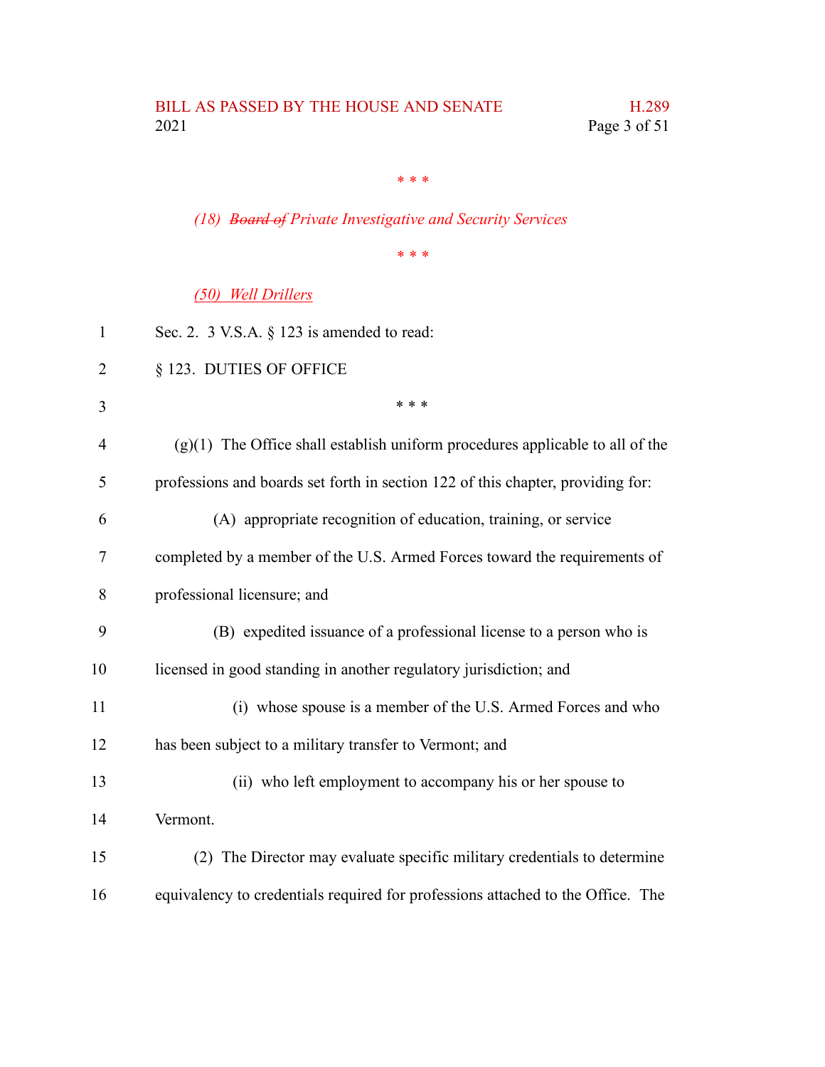\* \* \*

*(18) ~~Board of~~ Private Investigative and Security Services*

\* \* \*

*(50) Well Drillers*

Sec. 2. 3 V.S.A. § 123 is amended to read:

§ 123. DUTIES OF OFFICE

\* \* \*

(g)(1) The Office shall establish uniform procedures applicable to all of the professions and boards set forth in section 122 of this chapter, providing for:

(A) appropriate recognition of education, training, or service completed by a member of the U.S. Armed Forces toward the requirements of professional licensure; and

(B) expedited issuance of a professional license to a person who is licensed in good standing in another regulatory jurisdiction; and

(i) whose spouse is a member of the U.S. Armed Forces and who has been subject to a military transfer to Vermont; and

(ii) who left employment to accompany his or her spouse to Vermont.

(2) The Director may evaluate specific military credentials to determine equivalency to credentials required for professions attached to the Office. The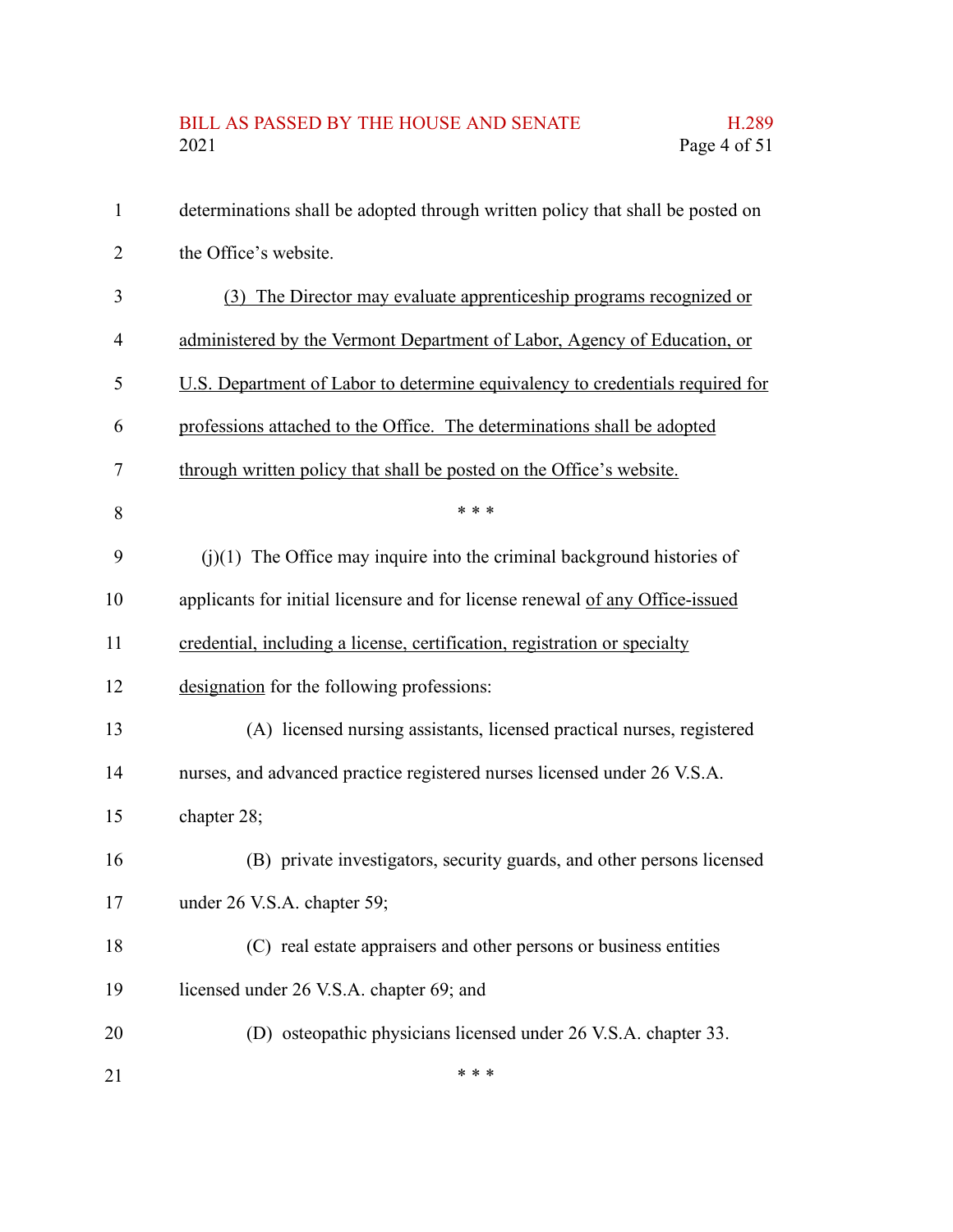determinations shall be adopted through written policy that shall be posted on the Office's website.

<u>(3) The Director may evaluate apprenticeship programs recognized or administered by the Vermont Department of Labor, Agency of Education, or U.S. Department of Labor to determine equivalency to credentials required for professions attached to the Office. The determinations shall be adopted through written policy that shall be posted on the Office's website.</u>

\* \* \*

(j)(1) The Office may inquire into the criminal background histories of applicants for initial licensure and for license renewal <u>of any Office-issued credential, including a license, certification, registration or specialty designation</u> for the following professions:

(A) licensed nursing assistants, licensed practical nurses, registered nurses, and advanced practice registered nurses licensed under 26 V.S.A. chapter 28;

(B) private investigators, security guards, and other persons licensed under 26 V.S.A. chapter 59;

(C) real estate appraisers and other persons or business entities licensed under 26 V.S.A. chapter 69; and

(D) osteopathic physicians licensed under 26 V.S.A. chapter 33.

\* \* \*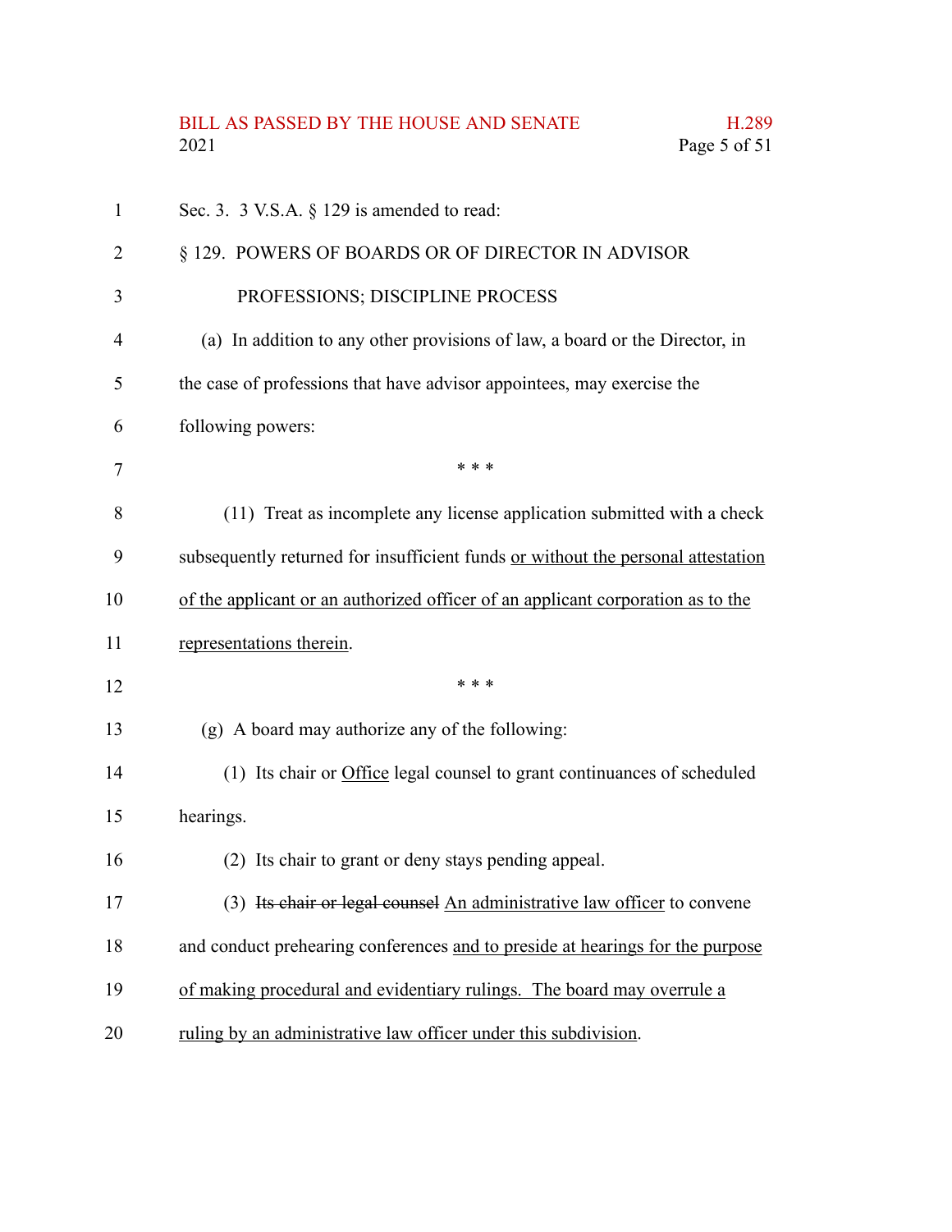Sec. 3. 3 V.S.A. § 129 is amended to read:

§ 129. POWERS OF BOARDS OR OF DIRECTOR IN ADVISOR PROFESSIONS; DISCIPLINE PROCESS

(a) In addition to any other provisions of law, a board or the Director, in the case of professions that have advisor appointees, may exercise the following powers:

\* \* \*

(11) Treat as incomplete any license application submitted with a check subsequently returned for insufficient funds <u>or without the personal attestation of the applicant or an authorized officer of an applicant corporation as to the representations therein</u>.

\* \* \*

(g) A board may authorize any of the following:

(1) Its chair or <u>Office</u> legal counsel to grant continuances of scheduled hearings.

(2) Its chair to grant or deny stays pending appeal.

(3) ~~Its chair or legal counsel~~ <u>An administrative law officer</u> to convene and conduct prehearing conferences <u>and to preside at hearings for the purpose of making procedural and evidentiary rulings. The board may overrule a ruling by an administrative law officer under this subdivision</u>.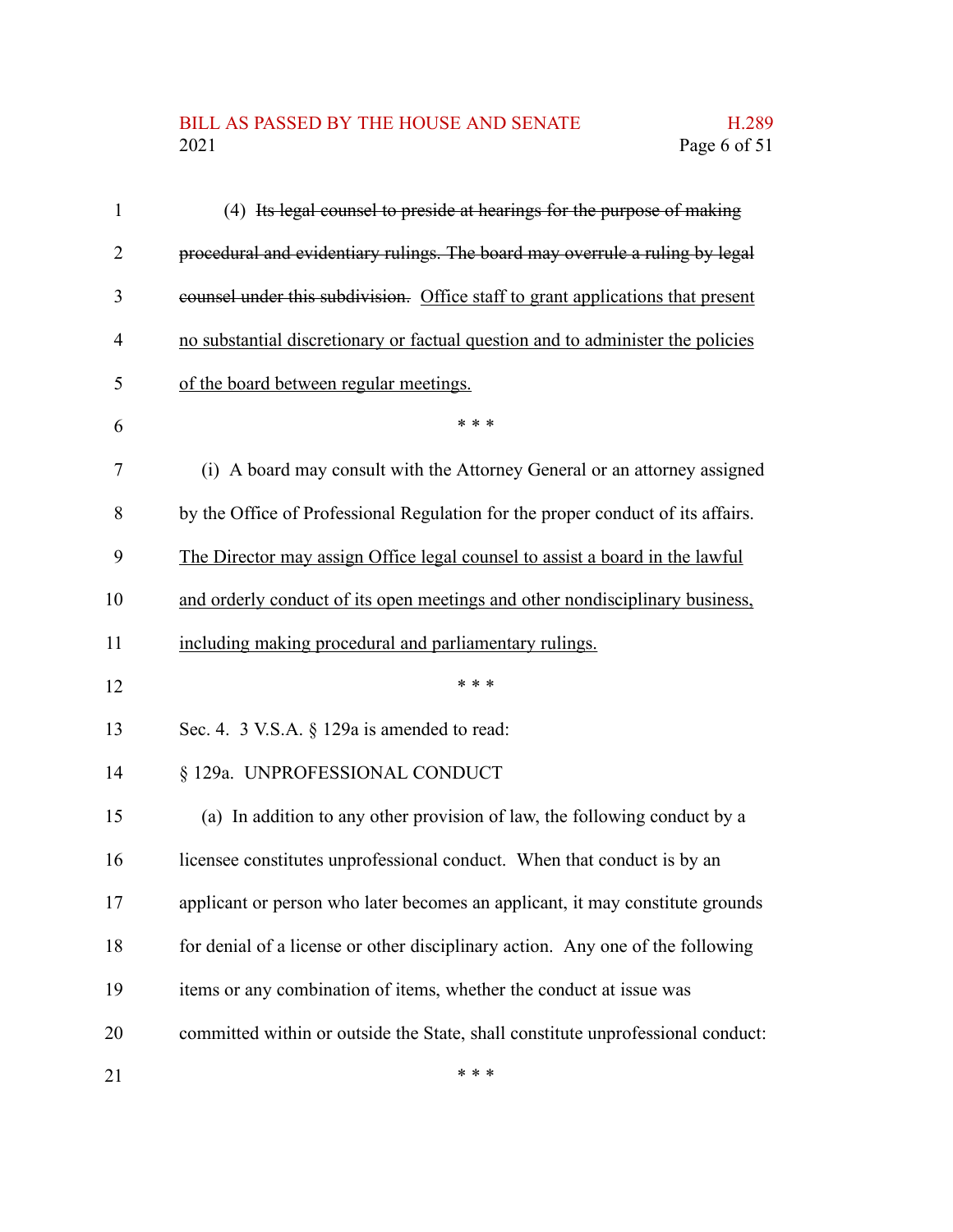(4) ~~Its legal counsel to preside at hearings for the purpose of making procedural and evidentiary rulings. The board may overrule a ruling by legal counsel under this subdivision.~~ <u>Office staff to grant applications that present no substantial discretionary or factual question and to administer the policies of the board between regular meetings.</u>

\* \* \*

(i) A board may consult with the Attorney General or an attorney assigned by the Office of Professional Regulation for the proper conduct of its affairs. <u>The Director may assign Office legal counsel to assist a board in the lawful and orderly conduct of its open meetings and other nondisciplinary business, including making procedural and parliamentary rulings.</u>

\* \* \*

Sec. 4. 3 V.S.A. § 129a is amended to read:

§ 129a. UNPROFESSIONAL CONDUCT

(a) In addition to any other provision of law, the following conduct by a licensee constitutes unprofessional conduct. When that conduct is by an applicant or person who later becomes an applicant, it may constitute grounds for denial of a license or other disciplinary action. Any one of the following items or any combination of items, whether the conduct at issue was committed within or outside the State, shall constitute unprofessional conduct:

\* \* \*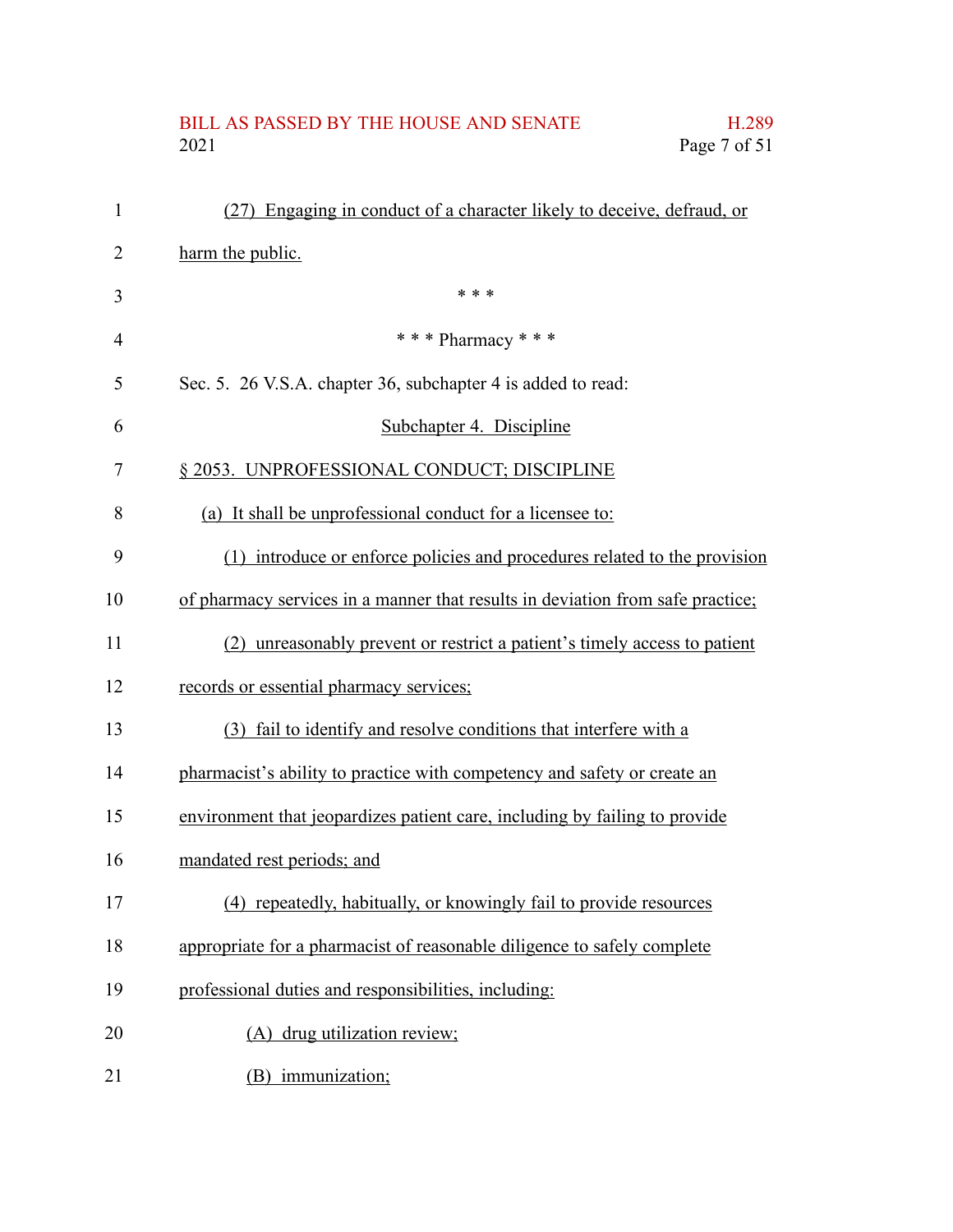(27) Engaging in conduct of a character likely to deceive, defraud, or harm the public.

\* \* \*

\* \* \* Pharmacy \* \* \*

Sec. 5. 26 V.S.A. chapter 36, subchapter 4 is added to read:

Subchapter 4. Discipline

§ 2053. UNPROFESSIONAL CONDUCT; DISCIPLINE

(a) It shall be unprofessional conduct for a licensee to:

(1) introduce or enforce policies and procedures related to the provision of pharmacy services in a manner that results in deviation from safe practice;

(2) unreasonably prevent or restrict a patient's timely access to patient records or essential pharmacy services;

(3) fail to identify and resolve conditions that interfere with a pharmacist's ability to practice with competency and safety or create an environment that jeopardizes patient care, including by failing to provide mandated rest periods; and

(4) repeatedly, habitually, or knowingly fail to provide resources appropriate for a pharmacist of reasonable diligence to safely complete professional duties and responsibilities, including:

(A) drug utilization review;

(B) immunization;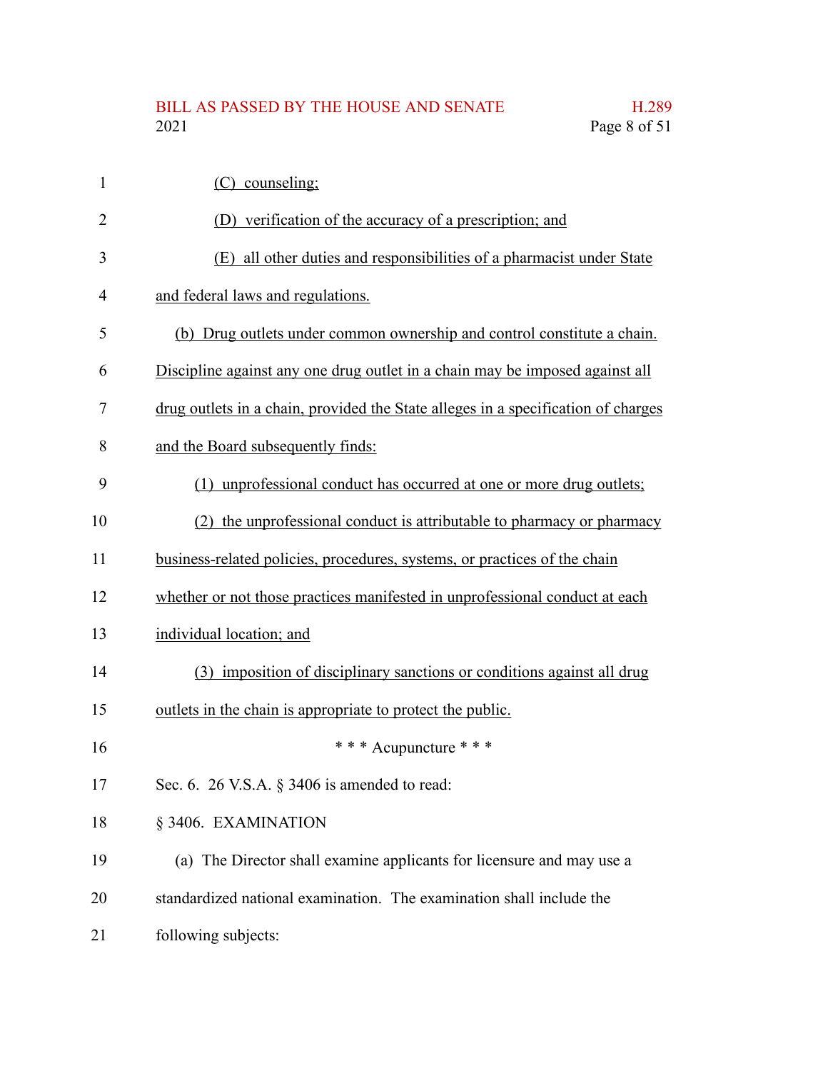(C) counseling;

(D) verification of the accuracy of a prescription; and

(E) all other duties and responsibilities of a pharmacist under State and federal laws and regulations.

(b) Drug outlets under common ownership and control constitute a chain. Discipline against any one drug outlet in a chain may be imposed against all drug outlets in a chain, provided the State alleges in a specification of charges and the Board subsequently finds:

(1) unprofessional conduct has occurred at one or more drug outlets;

(2) the unprofessional conduct is attributable to pharmacy or pharmacy business-related policies, procedures, systems, or practices of the chain whether or not those practices manifested in unprofessional conduct at each individual location; and

(3) imposition of disciplinary sanctions or conditions against all drug outlets in the chain is appropriate to protect the public.

\* \* \* Acupuncture \* \* \*

Sec. 6. 26 V.S.A. § 3406 is amended to read:

§ 3406. EXAMINATION

(a) The Director shall examine applicants for licensure and may use a standardized national examination. The examination shall include the following subjects: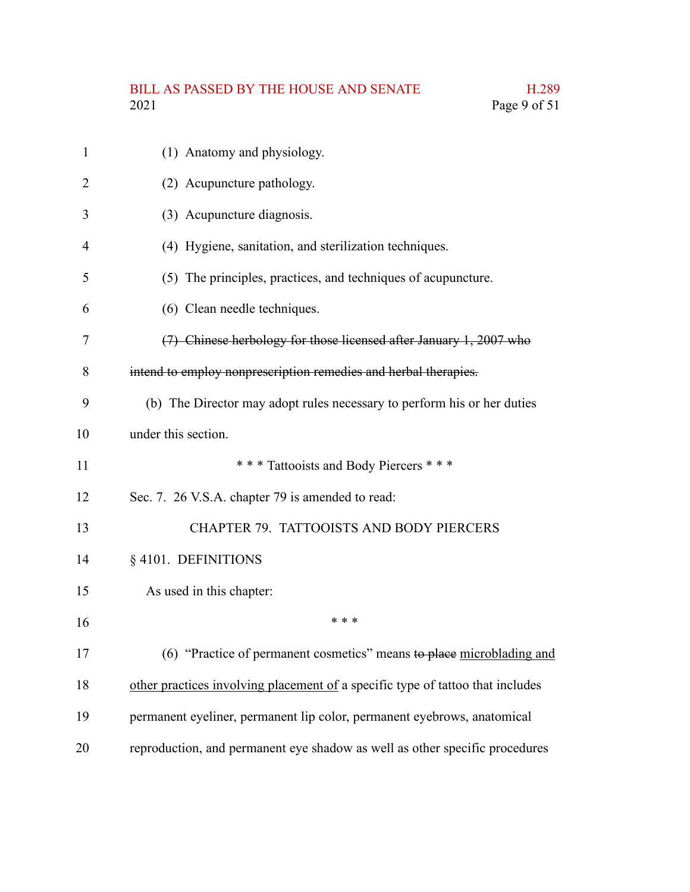(1) Anatomy and physiology.

(2) Acupuncture pathology.

(3) Acupuncture diagnosis.

(4) Hygiene, sanitation, and sterilization techniques.

(5) The principles, practices, and techniques of acupuncture.

(6) Clean needle techniques.

~~(7) Chinese herbology for those licensed after January 1, 2007 who intend to employ nonprescription remedies and herbal therapies.~~

(b) The Director may adopt rules necessary to perform his or her duties under this section.

\* \* \* Tattooists and Body Piercers \* \* \*

Sec. 7. 26 V.S.A. chapter 79 is amended to read:

CHAPTER 79. TATTOOISTS AND BODY PIERCERS

§ 4101. DEFINITIONS

As used in this chapter:

\* \* \*

(6) "Practice of permanent cosmetics" means ~~to place~~ <u>microblading and other practices involving placement of</u> a specific type of tattoo that includes permanent eyeliner, permanent lip color, permanent eyebrows, anatomical reproduction, and permanent eye shadow as well as other specific procedures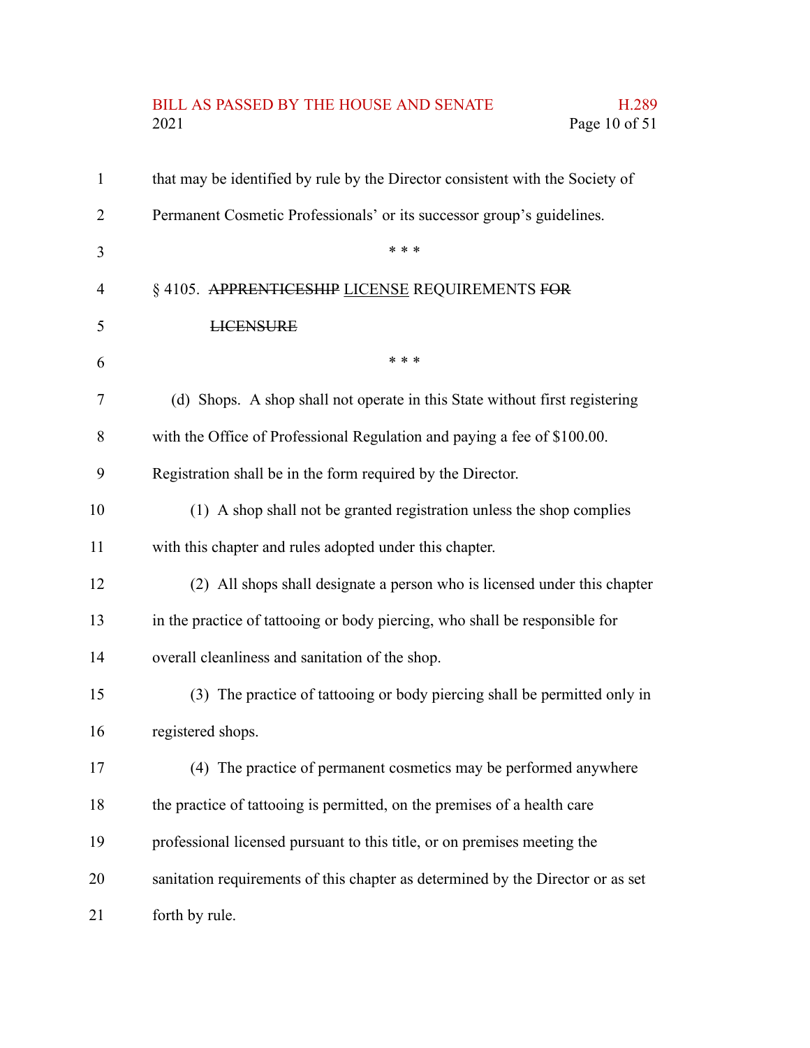that may be identified by rule by the Director consistent with the Society of Permanent Cosmetic Professionals' or its successor group's guidelines.

\* \* \*

§ 4105. ~~APPRENTICESHIP~~ <u>LICENSE</u> REQUIREMENTS ~~FOR LICENSURE~~

\* \* \*

(d) Shops. A shop shall not operate in this State without first registering with the Office of Professional Regulation and paying a fee of $100.00. Registration shall be in the form required by the Director.

(1) A shop shall not be granted registration unless the shop complies with this chapter and rules adopted under this chapter.

(2) All shops shall designate a person who is licensed under this chapter in the practice of tattooing or body piercing, who shall be responsible for overall cleanliness and sanitation of the shop.

(3) The practice of tattooing or body piercing shall be permitted only in registered shops.

(4) The practice of permanent cosmetics may be performed anywhere the practice of tattooing is permitted, on the premises of a health care professional licensed pursuant to this title, or on premises meeting the sanitation requirements of this chapter as determined by the Director or as set forth by rule.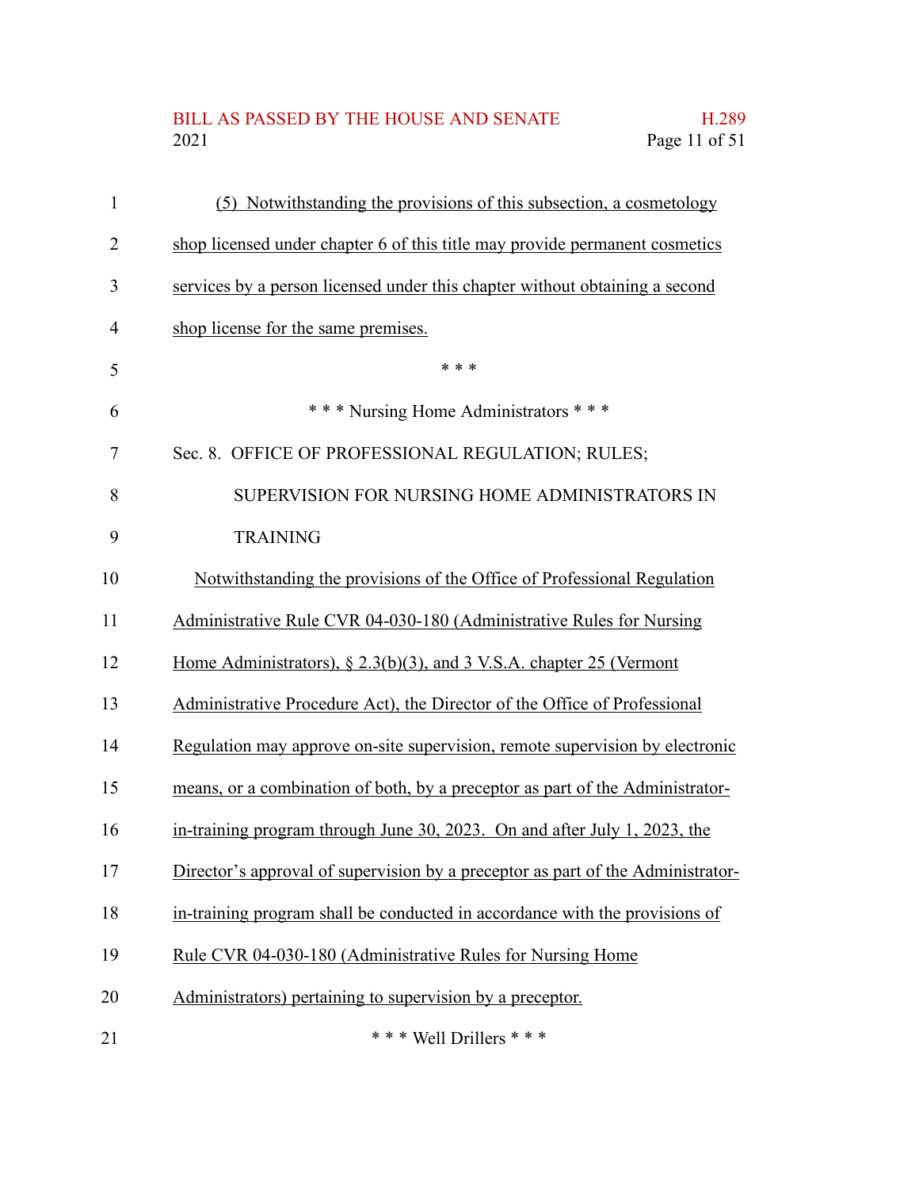(5) Notwithstanding the provisions of this subsection, a cosmetology shop licensed under chapter 6 of this title may provide permanent cosmetics services by a person licensed under this chapter without obtaining a second shop license for the same premises.

\* \* \*

\* \* \* Nursing Home Administrators \* \* \*

Sec. 8. OFFICE OF PROFESSIONAL REGULATION; RULES; SUPERVISION FOR NURSING HOME ADMINISTRATORS IN TRAINING

Notwithstanding the provisions of the Office of Professional Regulation Administrative Rule CVR 04-030-180 (Administrative Rules for Nursing Home Administrators), § 2.3(b)(3), and 3 V.S.A. chapter 25 (Vermont Administrative Procedure Act), the Director of the Office of Professional Regulation may approve on-site supervision, remote supervision by electronic means, or a combination of both, by a preceptor as part of the Administrator-in-training program through June 30, 2023. On and after July 1, 2023, the Director's approval of supervision by a preceptor as part of the Administrator-in-training program shall be conducted in accordance with the provisions of Rule CVR 04-030-180 (Administrative Rules for Nursing Home Administrators) pertaining to supervision by a preceptor.

\* \* \* Well Drillers \* \* \*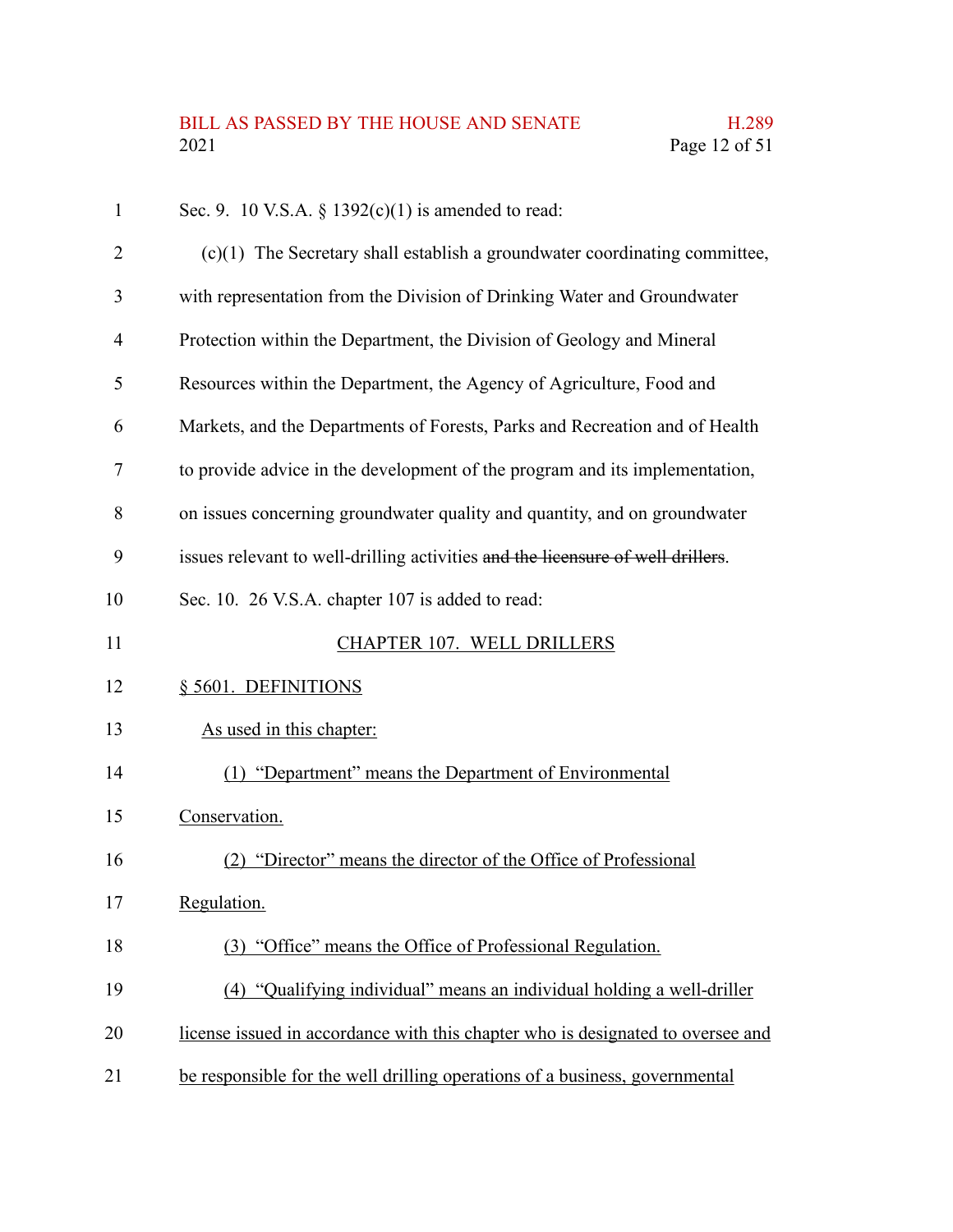Sec. 9. 10 V.S.A. § 1392(c)(1) is amended to read:

(c)(1) The Secretary shall establish a groundwater coordinating committee, with representation from the Division of Drinking Water and Groundwater Protection within the Department, the Division of Geology and Mineral Resources within the Department, the Agency of Agriculture, Food and Markets, and the Departments of Forests, Parks and Recreation and of Health to provide advice in the development of the program and its implementation, on issues concerning groundwater quality and quantity, and on groundwater issues relevant to well-drilling activities ~~and the licensure of well drillers~~.

Sec. 10. 26 V.S.A. chapter 107 is added to read:

CHAPTER 107. WELL DRILLERS

§ 5601. DEFINITIONS

As used in this chapter:

(1) "Department" means the Department of Environmental Conservation.

(2) "Director" means the director of the Office of Professional Regulation.

(3) "Office" means the Office of Professional Regulation.

(4) "Qualifying individual" means an individual holding a well-driller license issued in accordance with this chapter who is designated to oversee and be responsible for the well drilling operations of a business, governmental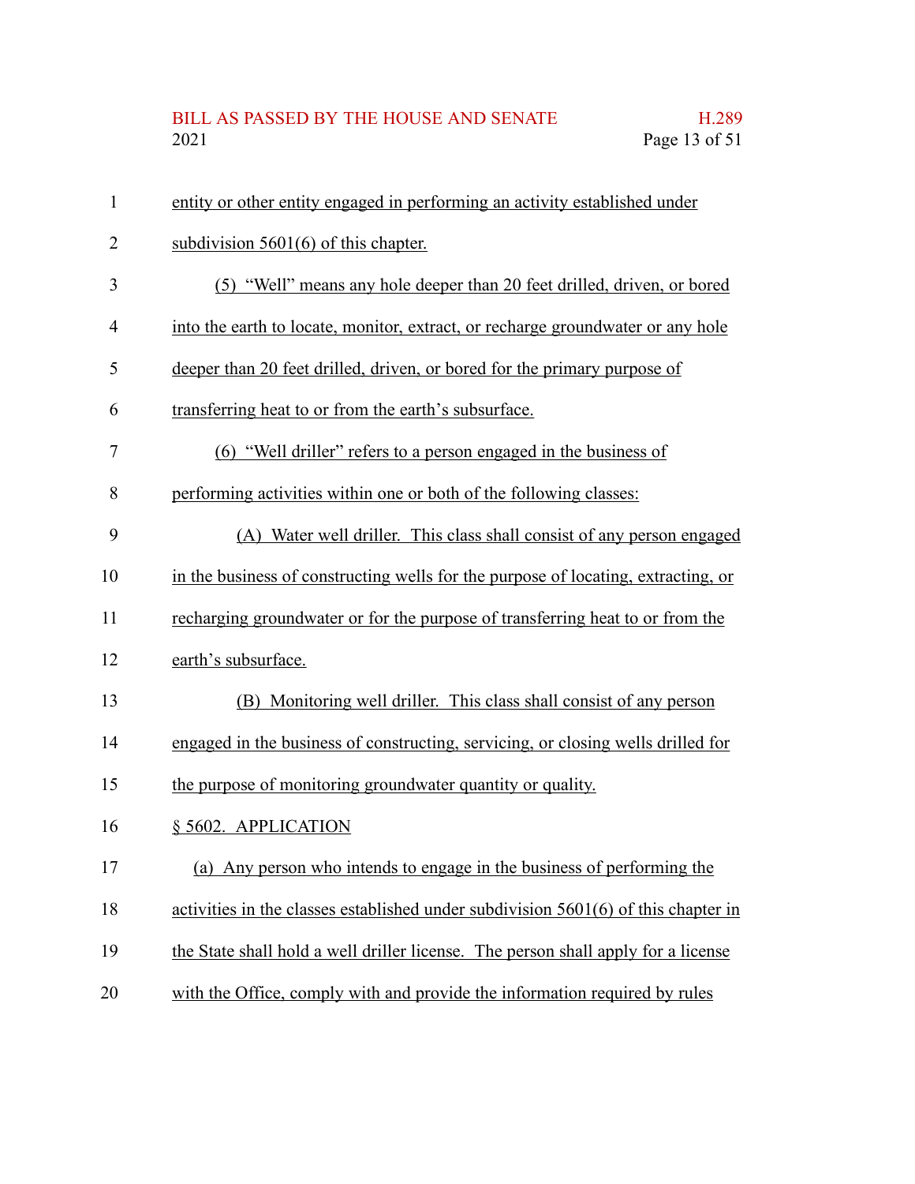entity or other entity engaged in performing an activity established under subdivision 5601(6) of this chapter.

(5) "Well" means any hole deeper than 20 feet drilled, driven, or bored into the earth to locate, monitor, extract, or recharge groundwater or any hole deeper than 20 feet drilled, driven, or bored for the primary purpose of transferring heat to or from the earth's subsurface.

(6) "Well driller" refers to a person engaged in the business of performing activities within one or both of the following classes:

(A) Water well driller. This class shall consist of any person engaged in the business of constructing wells for the purpose of locating, extracting, or recharging groundwater or for the purpose of transferring heat to or from the earth's subsurface.

(B) Monitoring well driller. This class shall consist of any person engaged in the business of constructing, servicing, or closing wells drilled for the purpose of monitoring groundwater quantity or quality.

§ 5602. APPLICATION

(a) Any person who intends to engage in the business of performing the activities in the classes established under subdivision 5601(6) of this chapter in the State shall hold a well driller license. The person shall apply for a license with the Office, comply with and provide the information required by rules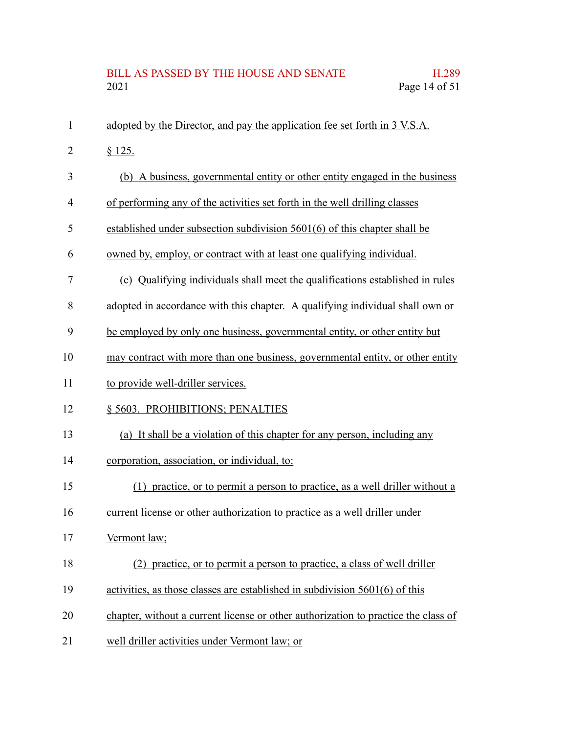adopted by the Director, and pay the application fee set forth in 3 V.S.A. § 125.

(b) A business, governmental entity or other entity engaged in the business of performing any of the activities set forth in the well drilling classes established under subsection subdivision 5601(6) of this chapter shall be owned by, employ, or contract with at least one qualifying individual.

(c) Qualifying individuals shall meet the qualifications established in rules adopted in accordance with this chapter. A qualifying individual shall own or be employed by only one business, governmental entity, or other entity but may contract with more than one business, governmental entity, or other entity to provide well-driller services.

§ 5603. PROHIBITIONS; PENALTIES

(a) It shall be a violation of this chapter for any person, including any corporation, association, or individual, to:

(1) practice, or to permit a person to practice, as a well driller without a current license or other authorization to practice as a well driller under Vermont law;

(2) practice, or to permit a person to practice, a class of well driller activities, as those classes are established in subdivision 5601(6) of this chapter, without a current license or other authorization to practice the class of well driller activities under Vermont law; or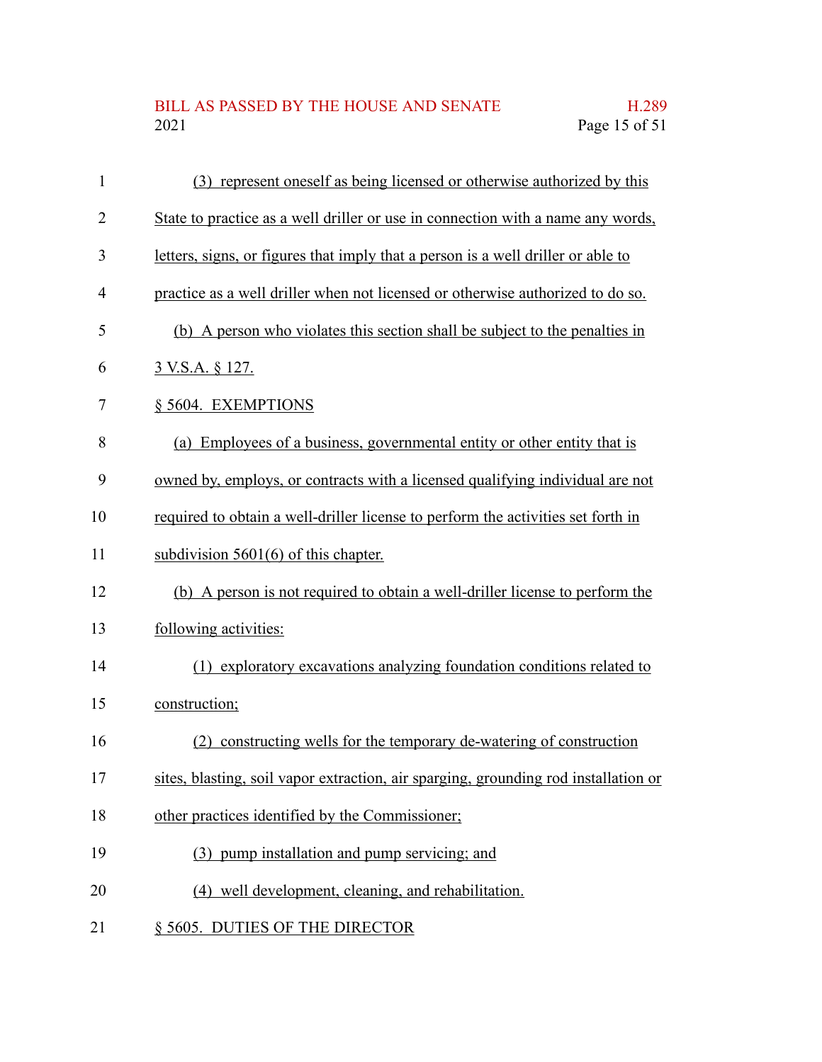(3) represent oneself as being licensed or otherwise authorized by this State to practice as a well driller or use in connection with a name any words, letters, signs, or figures that imply that a person is a well driller or able to practice as a well driller when not licensed or otherwise authorized to do so.

(b) A person who violates this section shall be subject to the penalties in 3 V.S.A. § 127.

§ 5604. EXEMPTIONS

(a) Employees of a business, governmental entity or other entity that is owned by, employs, or contracts with a licensed qualifying individual are not required to obtain a well-driller license to perform the activities set forth in subdivision 5601(6) of this chapter.

(b) A person is not required to obtain a well-driller license to perform the following activities:

(1) exploratory excavations analyzing foundation conditions related to construction;

(2) constructing wells for the temporary de-watering of construction sites, blasting, soil vapor extraction, air sparging, grounding rod installation or other practices identified by the Commissioner;

(3) pump installation and pump servicing; and

(4) well development, cleaning, and rehabilitation.

§ 5605. DUTIES OF THE DIRECTOR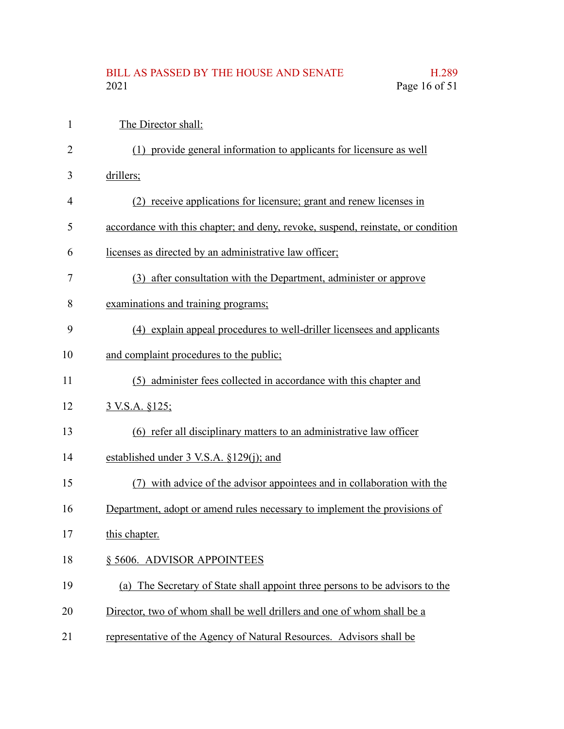The Director shall:

(1) provide general information to applicants for licensure as well drillers;

(2) receive applications for licensure; grant and renew licenses in accordance with this chapter; and deny, revoke, suspend, reinstate, or condition licenses as directed by an administrative law officer;

(3) after consultation with the Department, administer or approve examinations and training programs;

(4) explain appeal procedures to well-driller licensees and applicants and complaint procedures to the public;

(5) administer fees collected in accordance with this chapter and 3 V.S.A. §125;

(6) refer all disciplinary matters to an administrative law officer established under 3 V.S.A. §129(j); and

(7) with advice of the advisor appointees and in collaboration with the Department, adopt or amend rules necessary to implement the provisions of this chapter.

§ 5606. ADVISOR APPOINTEES

(a) The Secretary of State shall appoint three persons to be advisors to the Director, two of whom shall be well drillers and one of whom shall be a representative of the Agency of Natural Resources. Advisors shall be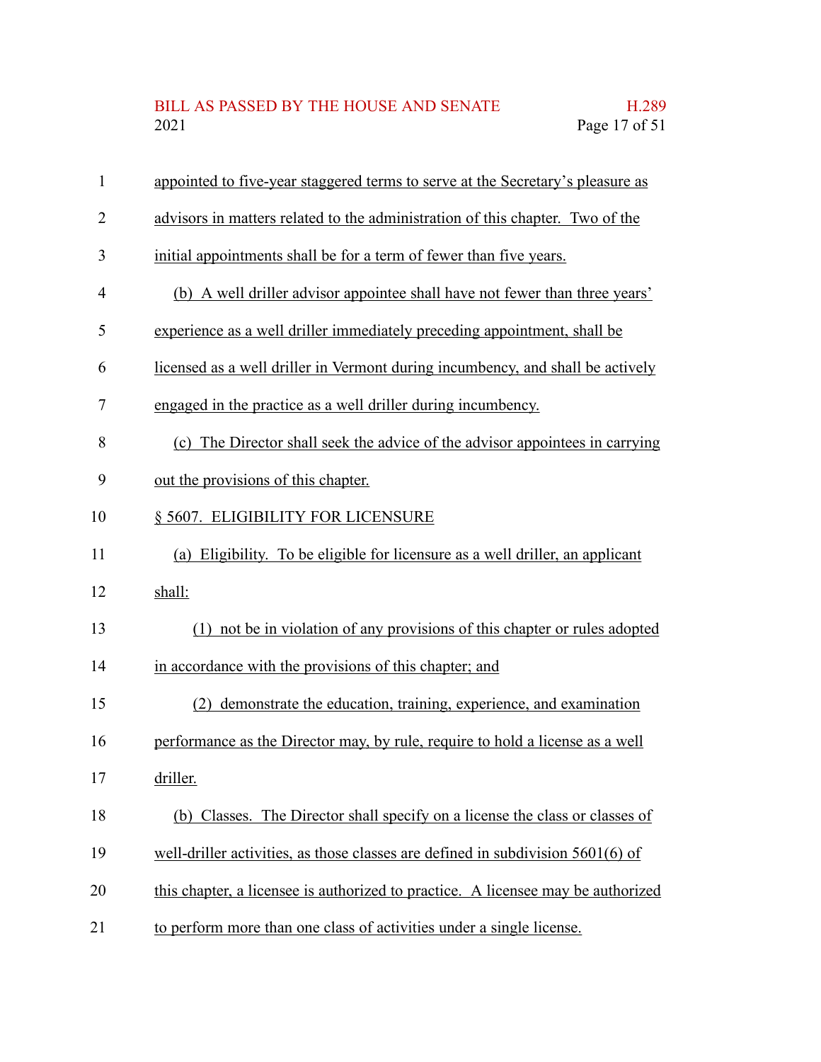appointed to five-year staggered terms to serve at the Secretary's pleasure as advisors in matters related to the administration of this chapter. Two of the initial appointments shall be for a term of fewer than five years.

(b) A well driller advisor appointee shall have not fewer than three years' experience as a well driller immediately preceding appointment, shall be licensed as a well driller in Vermont during incumbency, and shall be actively engaged in the practice as a well driller during incumbency.

(c) The Director shall seek the advice of the advisor appointees in carrying out the provisions of this chapter.

§ 5607. ELIGIBILITY FOR LICENSURE

(a) Eligibility. To be eligible for licensure as a well driller, an applicant shall:

(1) not be in violation of any provisions of this chapter or rules adopted in accordance with the provisions of this chapter; and

(2) demonstrate the education, training, experience, and examination performance as the Director may, by rule, require to hold a license as a well driller.

(b) Classes. The Director shall specify on a license the class or classes of well-driller activities, as those classes are defined in subdivision 5601(6) of this chapter, a licensee is authorized to practice. A licensee may be authorized to perform more than one class of activities under a single license.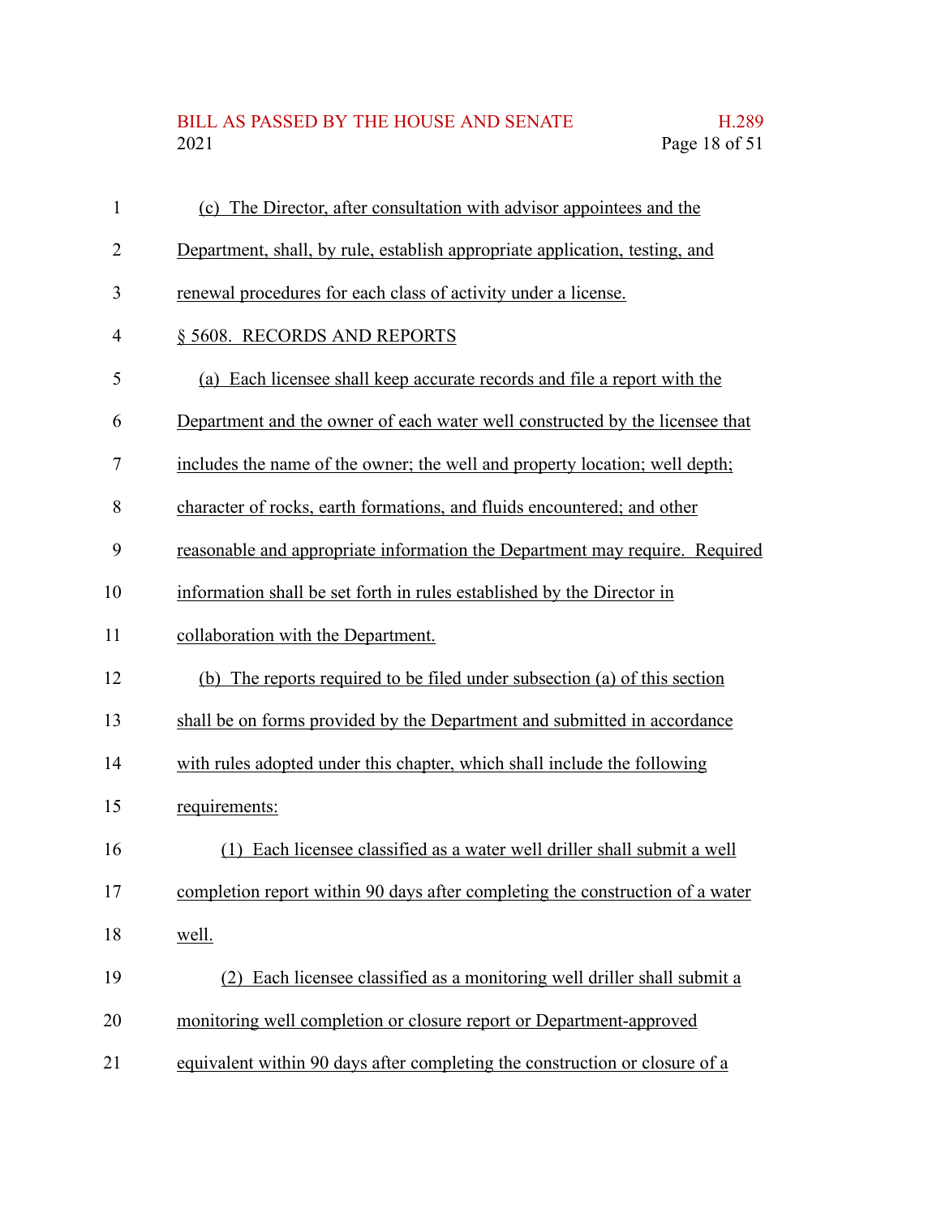(c) The Director, after consultation with advisor appointees and the Department, shall, by rule, establish appropriate application, testing, and renewal procedures for each class of activity under a license.

§ 5608. RECORDS AND REPORTS

(a) Each licensee shall keep accurate records and file a report with the Department and the owner of each water well constructed by the licensee that includes the name of the owner; the well and property location; well depth; character of rocks, earth formations, and fluids encountered; and other reasonable and appropriate information the Department may require. Required information shall be set forth in rules established by the Director in collaboration with the Department.

(b) The reports required to be filed under subsection (a) of this section shall be on forms provided by the Department and submitted in accordance with rules adopted under this chapter, which shall include the following requirements:

(1) Each licensee classified as a water well driller shall submit a well completion report within 90 days after completing the construction of a water well.

(2) Each licensee classified as a monitoring well driller shall submit a monitoring well completion or closure report or Department-approved equivalent within 90 days after completing the construction or closure of a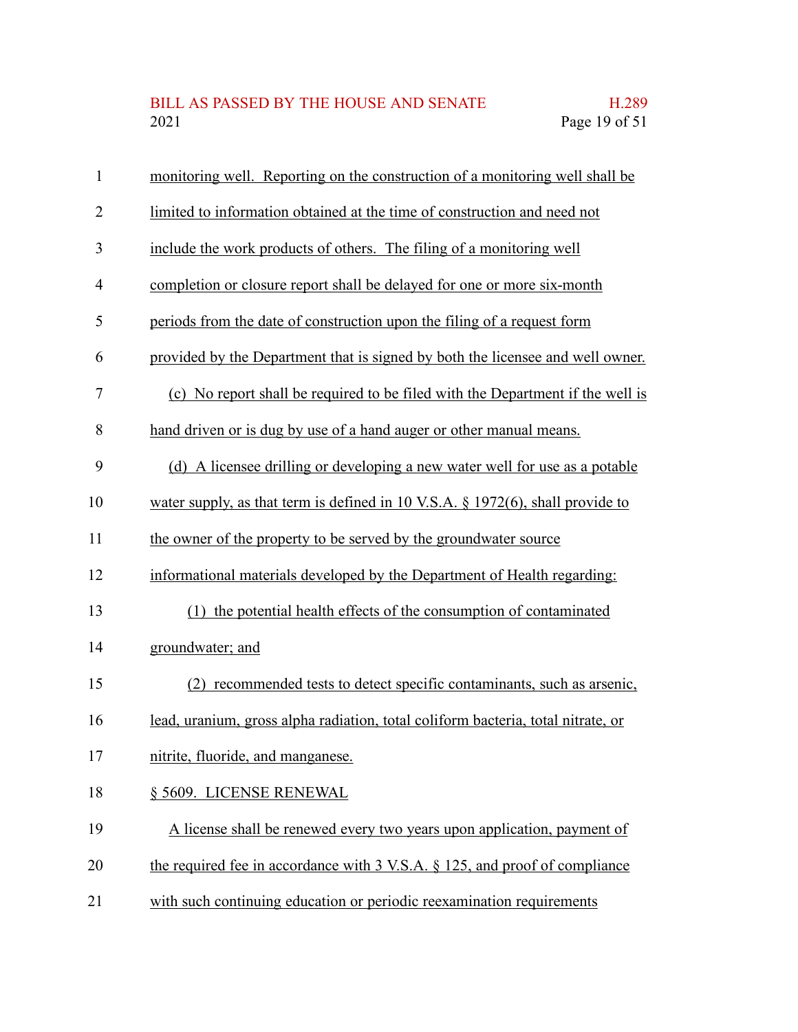monitoring well. Reporting on the construction of a monitoring well shall be limited to information obtained at the time of construction and need not include the work products of others. The filing of a monitoring well completion or closure report shall be delayed for one or more six-month periods from the date of construction upon the filing of a request form provided by the Department that is signed by both the licensee and well owner.

(c) No report shall be required to be filed with the Department if the well is hand driven or is dug by use of a hand auger or other manual means.

(d) A licensee drilling or developing a new water well for use as a potable water supply, as that term is defined in 10 V.S.A. § 1972(6), shall provide to the owner of the property to be served by the groundwater source informational materials developed by the Department of Health regarding:

(1) the potential health effects of the consumption of contaminated groundwater; and

(2) recommended tests to detect specific contaminants, such as arsenic, lead, uranium, gross alpha radiation, total coliform bacteria, total nitrate, or nitrite, fluoride, and manganese.

§ 5609. LICENSE RENEWAL

A license shall be renewed every two years upon application, payment of the required fee in accordance with 3 V.S.A. § 125, and proof of compliance with such continuing education or periodic reexamination requirements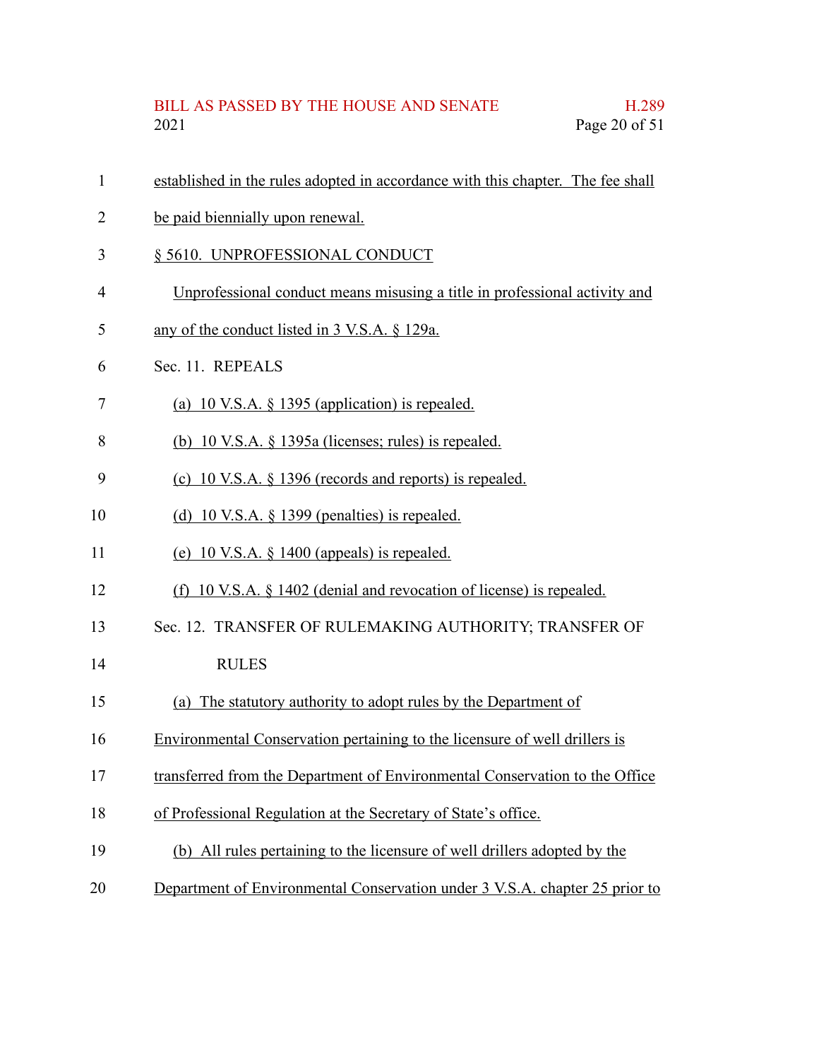established in the rules adopted in accordance with this chapter. The fee shall be paid biennially upon renewal.

§ 5610. UNPROFESSIONAL CONDUCT

Unprofessional conduct means misusing a title in professional activity and any of the conduct listed in 3 V.S.A. § 129a.

Sec. 11. REPEALS

(a) 10 V.S.A. § 1395 (application) is repealed.

(b) 10 V.S.A. § 1395a (licenses; rules) is repealed.

(c) 10 V.S.A. § 1396 (records and reports) is repealed.

(d) 10 V.S.A. § 1399 (penalties) is repealed.

(e) 10 V.S.A. § 1400 (appeals) is repealed.

(f) 10 V.S.A. § 1402 (denial and revocation of license) is repealed.

Sec. 12. TRANSFER OF RULEMAKING AUTHORITY; TRANSFER OF RULES

(a) The statutory authority to adopt rules by the Department of Environmental Conservation pertaining to the licensure of well drillers is transferred from the Department of Environmental Conservation to the Office of Professional Regulation at the Secretary of State's office.

(b) All rules pertaining to the licensure of well drillers adopted by the Department of Environmental Conservation under 3 V.S.A. chapter 25 prior to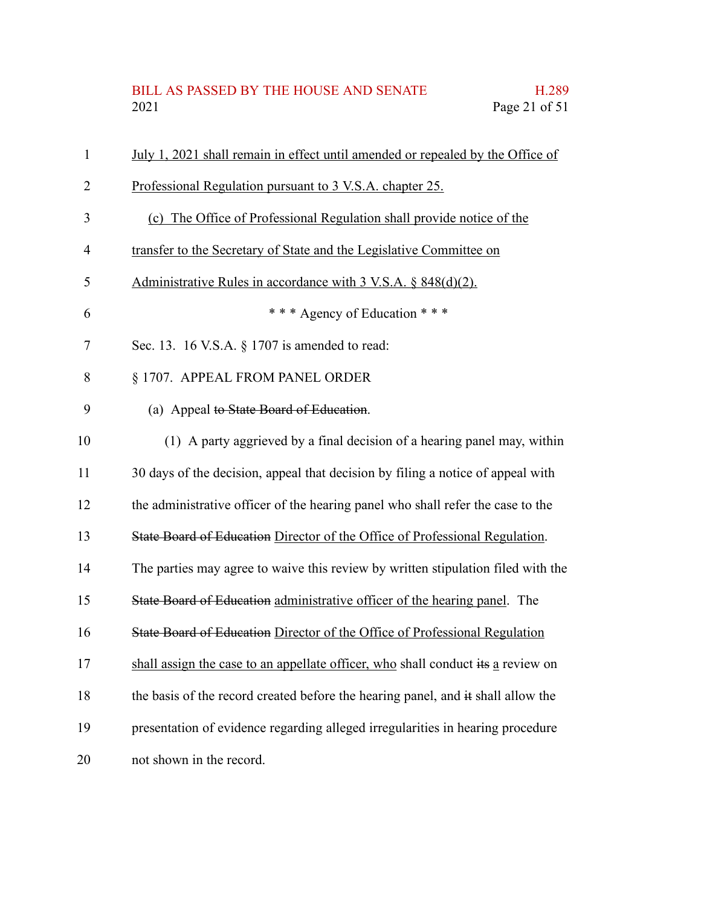July 1, 2021 shall remain in effect until amended or repealed by the Office of Professional Regulation pursuant to 3 V.S.A. chapter 25.

(c) The Office of Professional Regulation shall provide notice of the transfer to the Secretary of State and the Legislative Committee on Administrative Rules in accordance with 3 V.S.A. § 848(d)(2).

\* \* \* Agency of Education \* \* \*

Sec. 13. 16 V.S.A. § 1707 is amended to read:

§ 1707. APPEAL FROM PANEL ORDER

(a) Appeal ~~to State Board of Education~~.

(1) A party aggrieved by a final decision of a hearing panel may, within 30 days of the decision, appeal that decision by filing a notice of appeal with the administrative officer of the hearing panel who shall refer the case to the ~~State Board of Education~~ Director of the Office of Professional Regulation. The parties may agree to waive this review by written stipulation filed with the ~~State Board of Education~~ administrative officer of the hearing panel. The ~~State Board of Education~~ Director of the Office of Professional Regulation shall assign the case to an appellate officer, who shall conduct ~~its~~ a review on the basis of the record created before the hearing panel, and ~~it~~ shall allow the presentation of evidence regarding alleged irregularities in hearing procedure not shown in the record.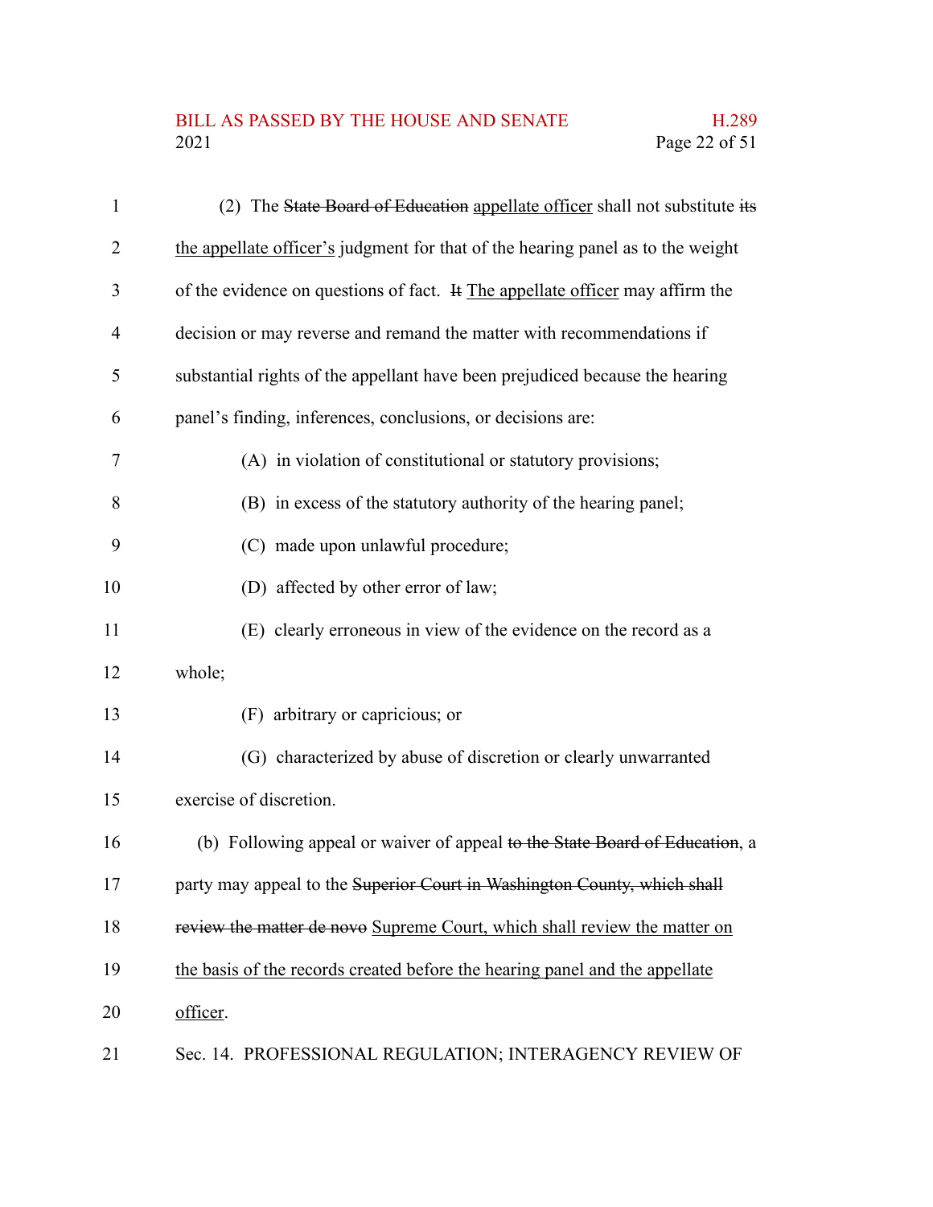(2) The ~~State Board of Education~~ appellate officer shall not substitute ~~its~~ the appellate officer's judgment for that of the hearing panel as to the weight of the evidence on questions of fact. ~~It~~ The appellate officer may affirm the decision or may reverse and remand the matter with recommendations if substantial rights of the appellant have been prejudiced because the hearing panel's finding, inferences, conclusions, or decisions are:

(A) in violation of constitutional or statutory provisions;

(B) in excess of the statutory authority of the hearing panel;

(C) made upon unlawful procedure;

(D) affected by other error of law;

(E) clearly erroneous in view of the evidence on the record as a whole;

(F) arbitrary or capricious; or

(G) characterized by abuse of discretion or clearly unwarranted exercise of discretion.

(b) Following appeal or waiver of appeal ~~to the State Board of Education~~, a party may appeal to the ~~Superior Court in Washington County, which shall review the matter de novo~~ Supreme Court, which shall review the matter on the basis of the records created before the hearing panel and the appellate officer.

Sec. 14. PROFESSIONAL REGULATION; INTERAGENCY REVIEW OF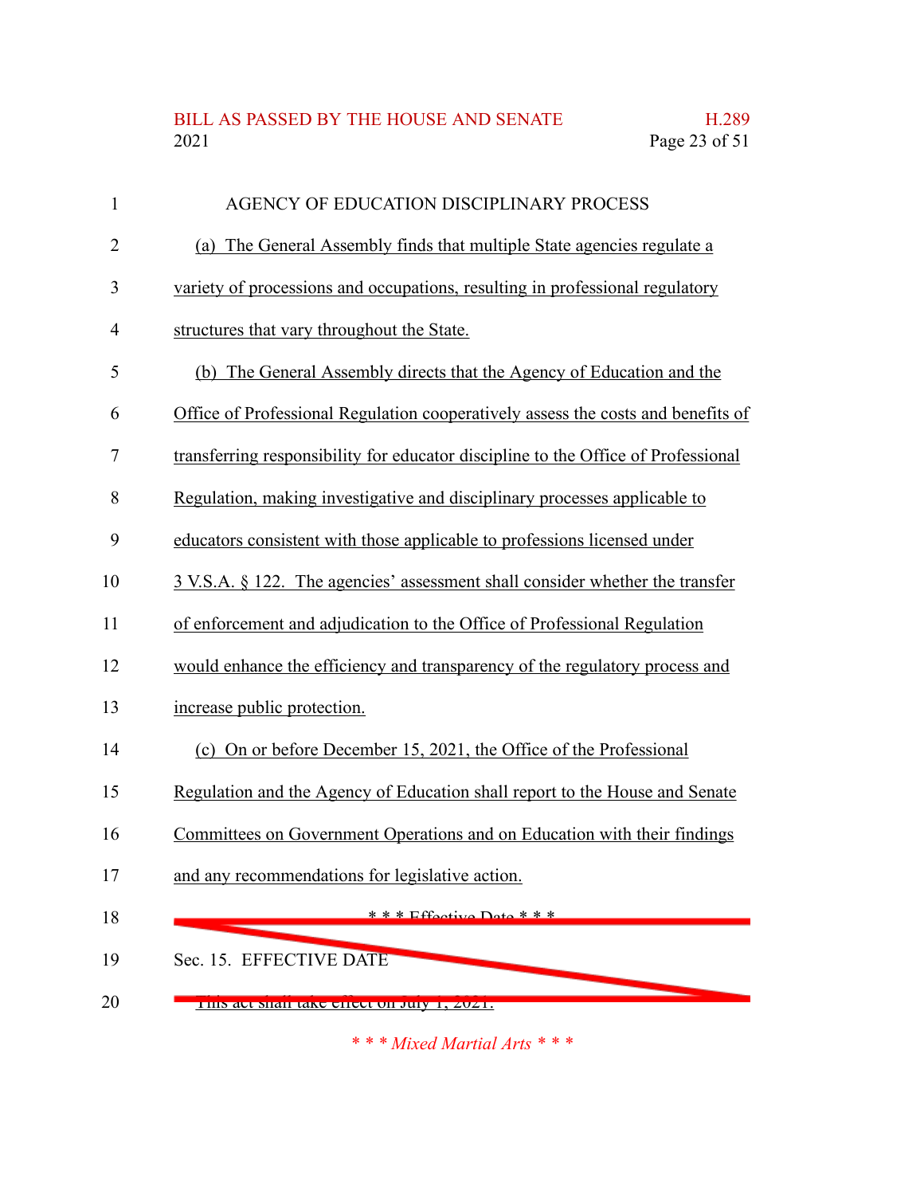AGENCY OF EDUCATION DISCIPLINARY PROCESS

(a) The General Assembly finds that multiple State agencies regulate a variety of processions and occupations, resulting in professional regulatory structures that vary throughout the State.

(b) The General Assembly directs that the Agency of Education and the Office of Professional Regulation cooperatively assess the costs and benefits of transferring responsibility for educator discipline to the Office of Professional Regulation, making investigative and disciplinary processes applicable to educators consistent with those applicable to professions licensed under 3 V.S.A. § 122. The agencies' assessment shall consider whether the transfer of enforcement and adjudication to the Office of Professional Regulation would enhance the efficiency and transparency of the regulatory process and increase public protection.

(c) On or before December 15, 2021, the Office of the Professional Regulation and the Agency of Education shall report to the House and Senate Committees on Government Operations and on Education with their findings and any recommendations for legislative action.

~~\* \* \* Effective Date \* \* \*~~

~~Sec. 15. EFFECTIVE DATE~~

~~This act shall take effect on July 1, 2021.~~

*\* \* \* Mixed Martial Arts \* \* \**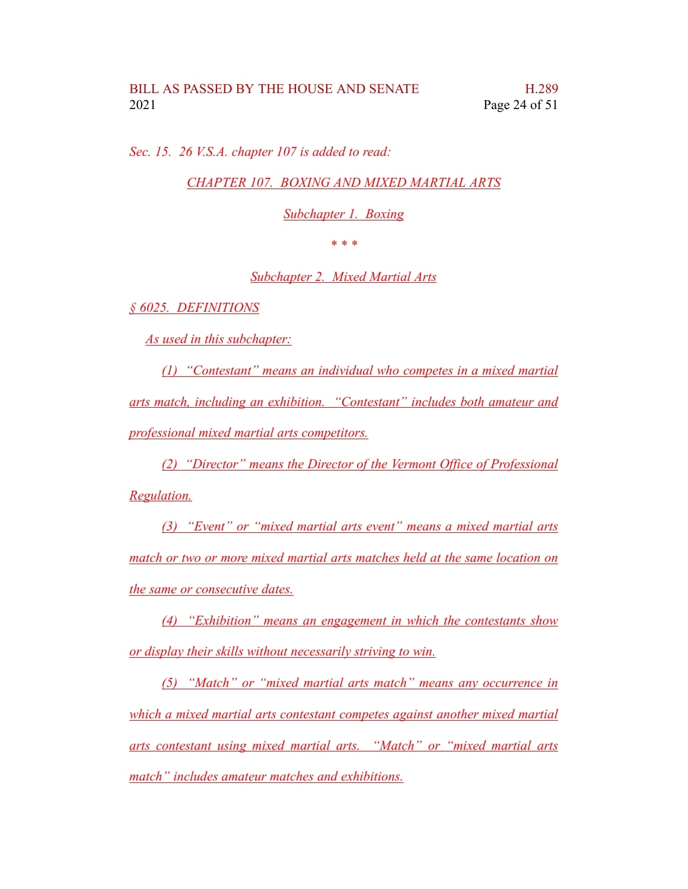*Sec. 15. 26 V.S.A. chapter 107 is added to read:*

*CHAPTER 107. BOXING AND MIXED MARTIAL ARTS*

*Subchapter 1. Boxing*

\* \* \*

*Subchapter 2. Mixed Martial Arts*

*§ 6025. DEFINITIONS*

*As used in this subchapter:*

*(1) "Contestant" means an individual who competes in a mixed martial arts match, including an exhibition. "Contestant" includes both amateur and professional mixed martial arts competitors.*

*(2) "Director" means the Director of the Vermont Office of Professional Regulation.*

*(3) "Event" or "mixed martial arts event" means a mixed martial arts match or two or more mixed martial arts matches held at the same location on the same or consecutive dates.*

*(4) "Exhibition" means an engagement in which the contestants show or display their skills without necessarily striving to win.*

*(5) "Match" or "mixed martial arts match" means any occurrence in which a mixed martial arts contestant competes against another mixed martial arts contestant using mixed martial arts. "Match" or "mixed martial arts match" includes amateur matches and exhibitions.*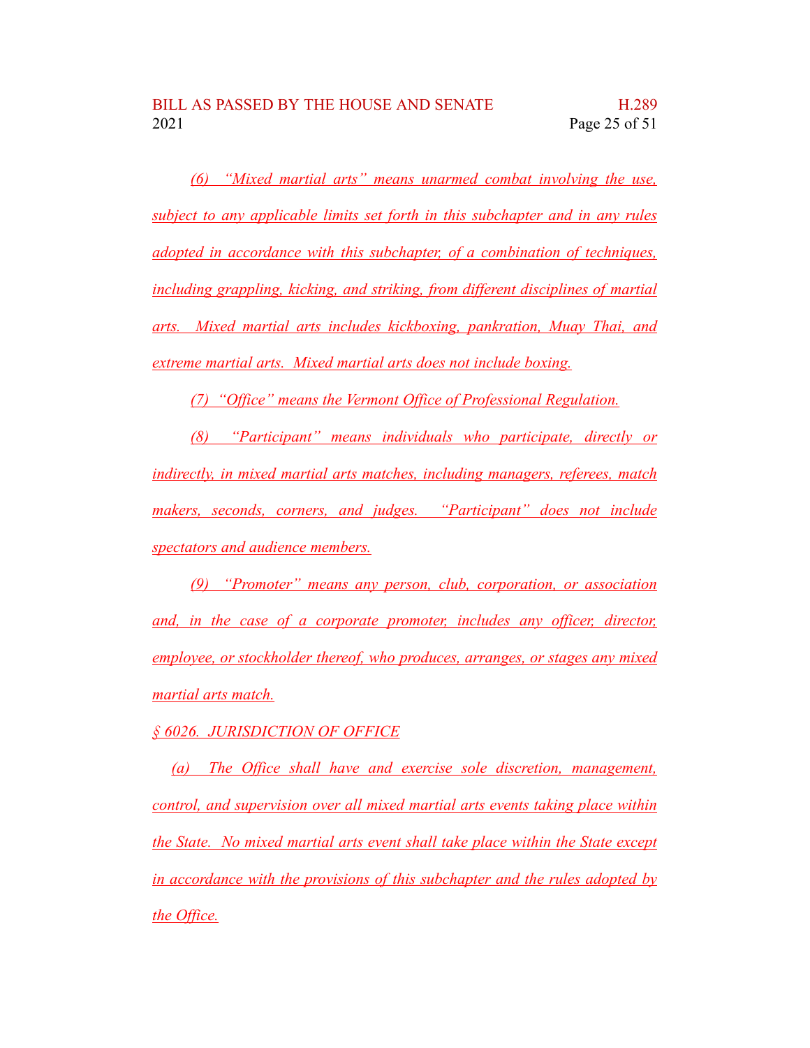*(6) "Mixed martial arts" means unarmed combat involving the use, subject to any applicable limits set forth in this subchapter and in any rules adopted in accordance with this subchapter, of a combination of techniques, including grappling, kicking, and striking, from different disciplines of martial arts. Mixed martial arts includes kickboxing, pankration, Muay Thai, and extreme martial arts. Mixed martial arts does not include boxing.*

*(7) "Office" means the Vermont Office of Professional Regulation.*

*(8) "Participant" means individuals who participate, directly or indirectly, in mixed martial arts matches, including managers, referees, match makers, seconds, corners, and judges. "Participant" does not include spectators and audience members.*

*(9) "Promoter" means any person, club, corporation, or association and, in the case of a corporate promoter, includes any officer, director, employee, or stockholder thereof, who produces, arranges, or stages any mixed martial arts match.*

*§ 6026. JURISDICTION OF OFFICE*

*(a) The Office shall have and exercise sole discretion, management, control, and supervision over all mixed martial arts events taking place within the State. No mixed martial arts event shall take place within the State except in accordance with the provisions of this subchapter and the rules adopted by the Office.*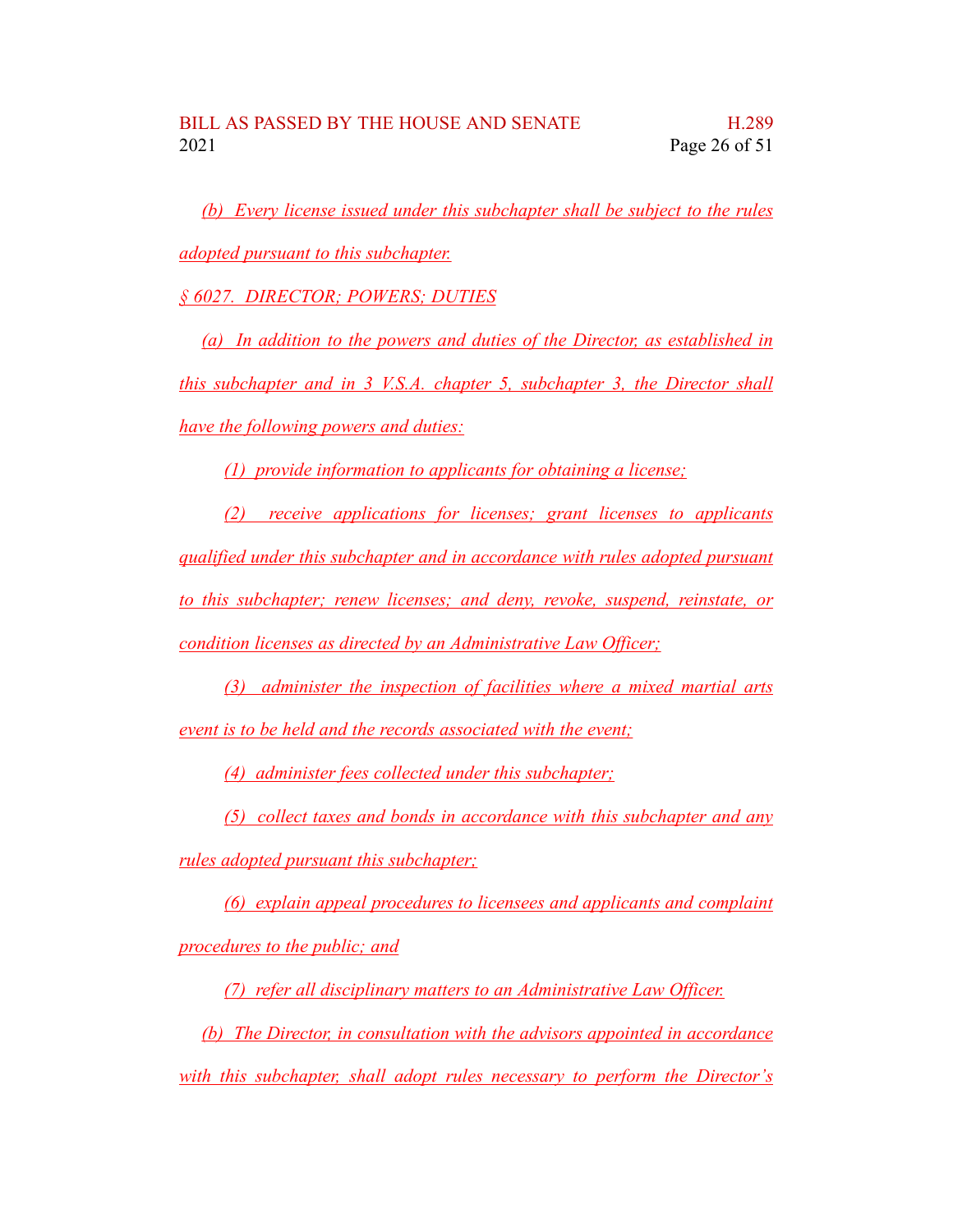(b) Every license issued under this subchapter shall be subject to the rules adopted pursuant to this subchapter.

§ 6027. DIRECTOR; POWERS; DUTIES

(a) In addition to the powers and duties of the Director, as established in this subchapter and in 3 V.S.A. chapter 5, subchapter 3, the Director shall have the following powers and duties:

(1) provide information to applicants for obtaining a license;

(2) receive applications for licenses; grant licenses to applicants qualified under this subchapter and in accordance with rules adopted pursuant to this subchapter; renew licenses; and deny, revoke, suspend, reinstate, or condition licenses as directed by an Administrative Law Officer;

(3) administer the inspection of facilities where a mixed martial arts event is to be held and the records associated with the event;

(4) administer fees collected under this subchapter;

(5) collect taxes and bonds in accordance with this subchapter and any rules adopted pursuant this subchapter;

(6) explain appeal procedures to licensees and applicants and complaint procedures to the public; and

(7) refer all disciplinary matters to an Administrative Law Officer.

(b) The Director, in consultation with the advisors appointed in accordance with this subchapter, shall adopt rules necessary to perform the Director's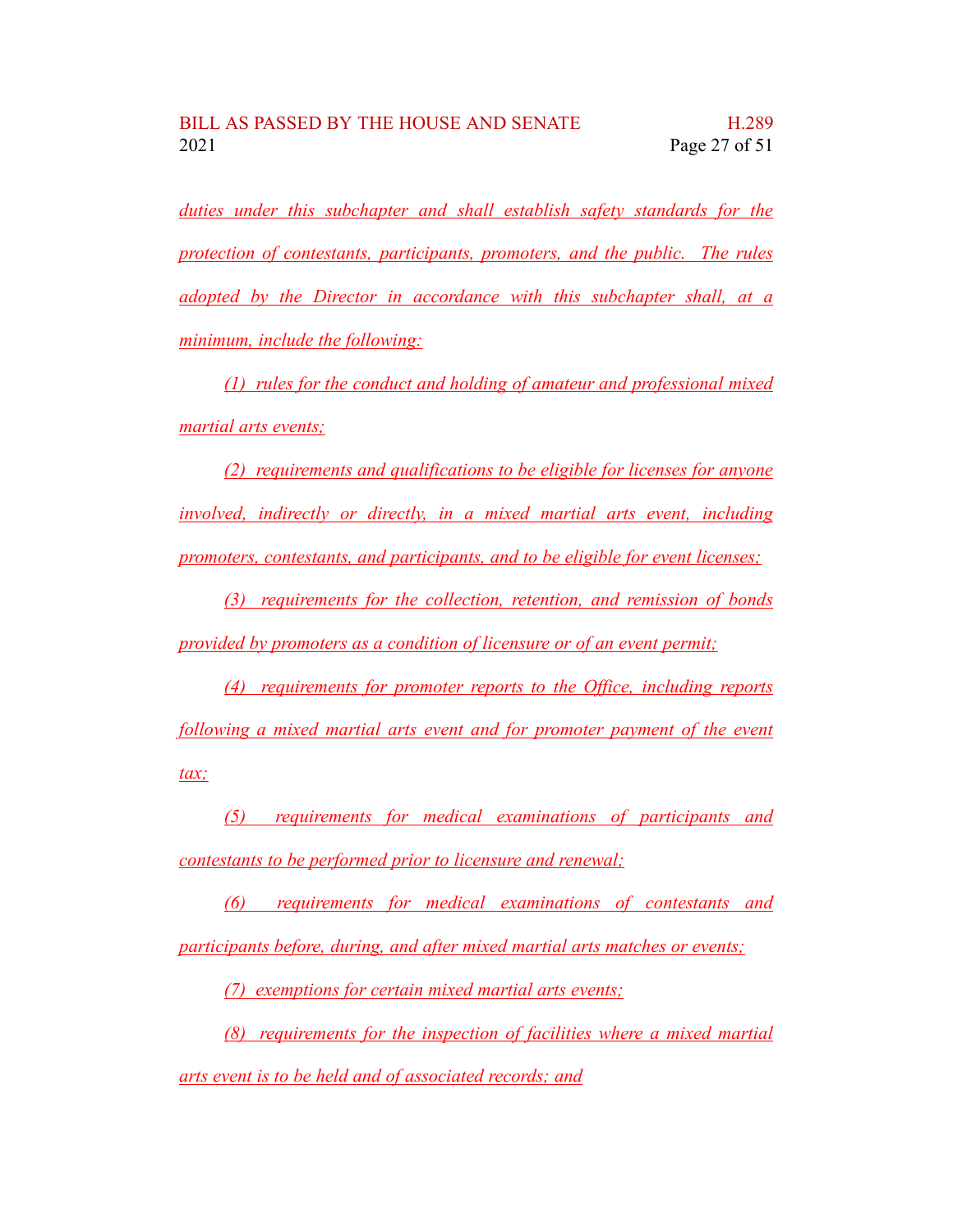duties under this subchapter and shall establish safety standards for the protection of contestants, participants, promoters, and the public. The rules adopted by the Director in accordance with this subchapter shall, at a minimum, include the following:

(1) rules for the conduct and holding of amateur and professional mixed martial arts events;

(2) requirements and qualifications to be eligible for licenses for anyone involved, indirectly or directly, in a mixed martial arts event, including promoters, contestants, and participants, and to be eligible for event licenses;

(3) requirements for the collection, retention, and remission of bonds provided by promoters as a condition of licensure or of an event permit;

(4) requirements for promoter reports to the Office, including reports following a mixed martial arts event and for promoter payment of the event tax;

(5) requirements for medical examinations of participants and contestants to be performed prior to licensure and renewal;

(6) requirements for medical examinations of contestants and participants before, during, and after mixed martial arts matches or events;

(7) exemptions for certain mixed martial arts events;

(8) requirements for the inspection of facilities where a mixed martial arts event is to be held and of associated records; and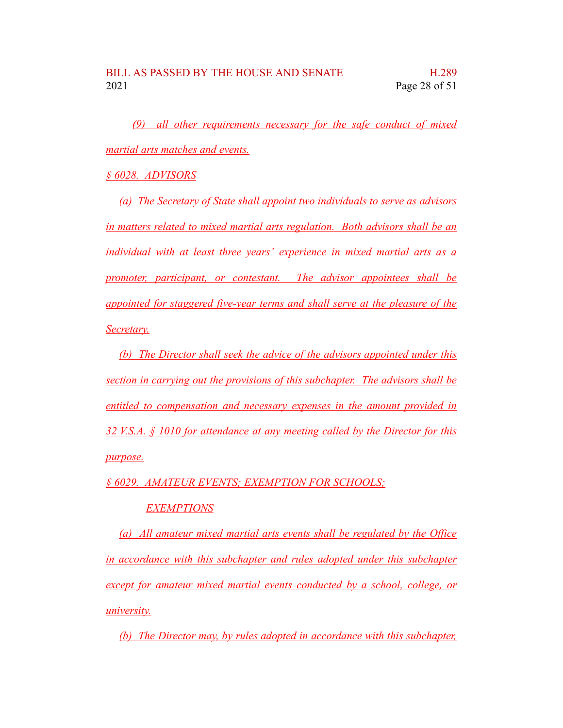*(9) all other requirements necessary for the safe conduct of mixed martial arts matches and events.*

*§ 6028. ADVISORS*

*(a) The Secretary of State shall appoint two individuals to serve as advisors in matters related to mixed martial arts regulation. Both advisors shall be an individual with at least three years' experience in mixed martial arts as a promoter, participant, or contestant. The advisor appointees shall be appointed for staggered five-year terms and shall serve at the pleasure of the Secretary.*

*(b) The Director shall seek the advice of the advisors appointed under this section in carrying out the provisions of this subchapter. The advisors shall be entitled to compensation and necessary expenses in the amount provided in 32 V.S.A. § 1010 for attendance at any meeting called by the Director for this purpose.*

*§ 6029. AMATEUR EVENTS; EXEMPTION FOR SCHOOLS; EXEMPTIONS*

*(a) All amateur mixed martial arts events shall be regulated by the Office in accordance with this subchapter and rules adopted under this subchapter except for amateur mixed martial events conducted by a school, college, or university.*

*(b) The Director may, by rules adopted in accordance with this subchapter,*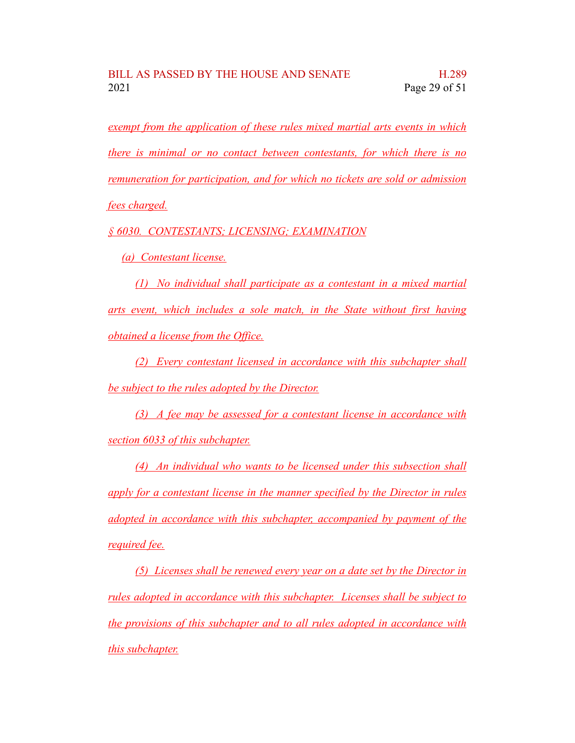exempt from the application of these rules mixed martial arts events in which there is minimal or no contact between contestants, for which there is no remuneration for participation, and for which no tickets are sold or admission fees charged.

§ 6030. CONTESTANTS; LICENSING; EXAMINATION

(a) Contestant license.

(1) No individual shall participate as a contestant in a mixed martial arts event, which includes a sole match, in the State without first having obtained a license from the Office.

(2) Every contestant licensed in accordance with this subchapter shall be subject to the rules adopted by the Director.

(3) A fee may be assessed for a contestant license in accordance with section 6033 of this subchapter.

(4) An individual who wants to be licensed under this subsection shall apply for a contestant license in the manner specified by the Director in rules adopted in accordance with this subchapter, accompanied by payment of the required fee.

(5) Licenses shall be renewed every year on a date set by the Director in rules adopted in accordance with this subchapter. Licenses shall be subject to the provisions of this subchapter and to all rules adopted in accordance with this subchapter.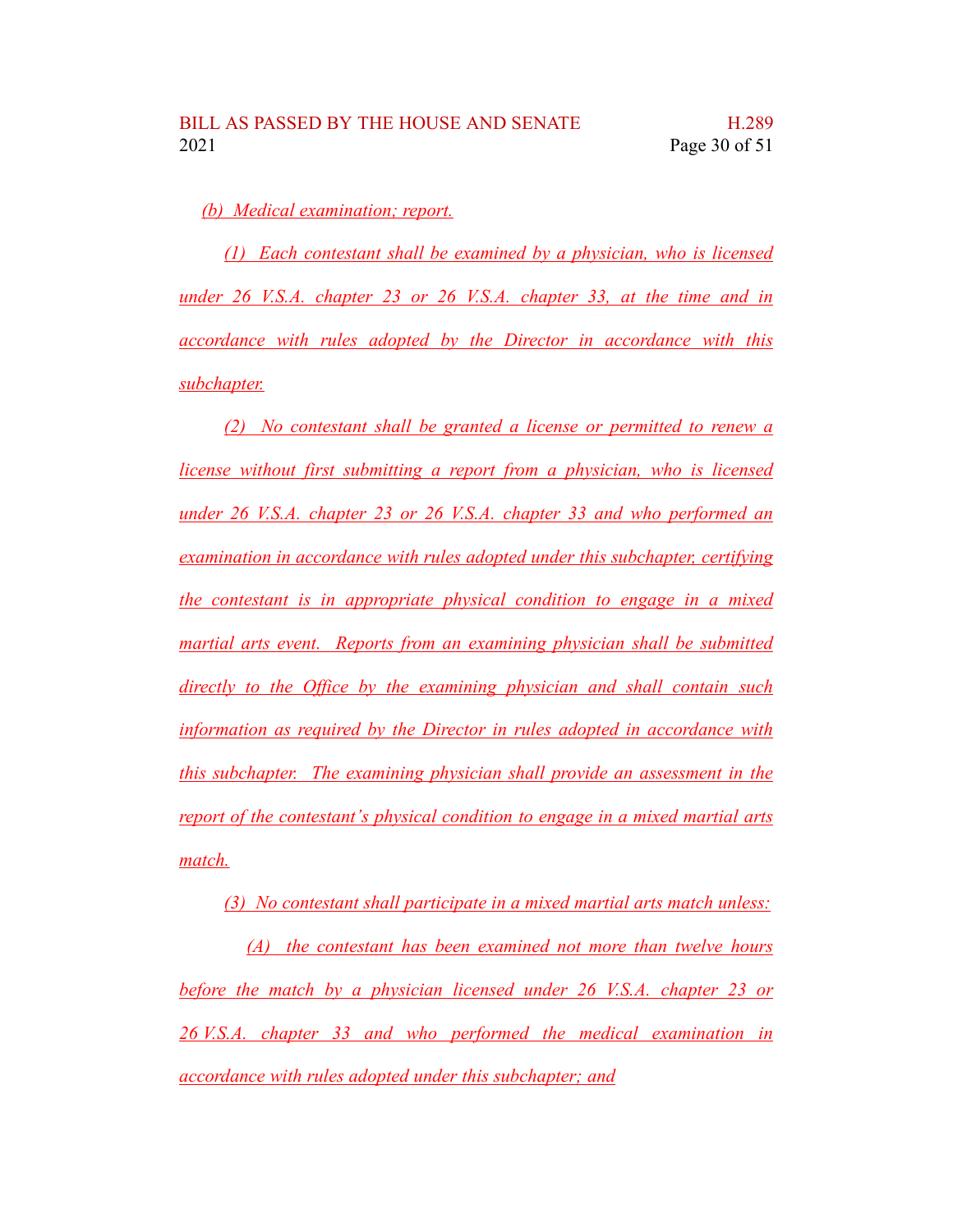*(b) Medical examination; report.*

*(1) Each contestant shall be examined by a physician, who is licensed under 26 V.S.A. chapter 23 or 26 V.S.A. chapter 33, at the time and in accordance with rules adopted by the Director in accordance with this subchapter.*

*(2) No contestant shall be granted a license or permitted to renew a license without first submitting a report from a physician, who is licensed under 26 V.S.A. chapter 23 or 26 V.S.A. chapter 33 and who performed an examination in accordance with rules adopted under this subchapter, certifying the contestant is in appropriate physical condition to engage in a mixed martial arts event. Reports from an examining physician shall be submitted directly to the Office by the examining physician and shall contain such information as required by the Director in rules adopted in accordance with this subchapter. The examining physician shall provide an assessment in the report of the contestant's physical condition to engage in a mixed martial arts match.*

*(3) No contestant shall participate in a mixed martial arts match unless:*

*(A) the contestant has been examined not more than twelve hours before the match by a physician licensed under 26 V.S.A. chapter 23 or 26 V.S.A. chapter 33 and who performed the medical examination in accordance with rules adopted under this subchapter; and*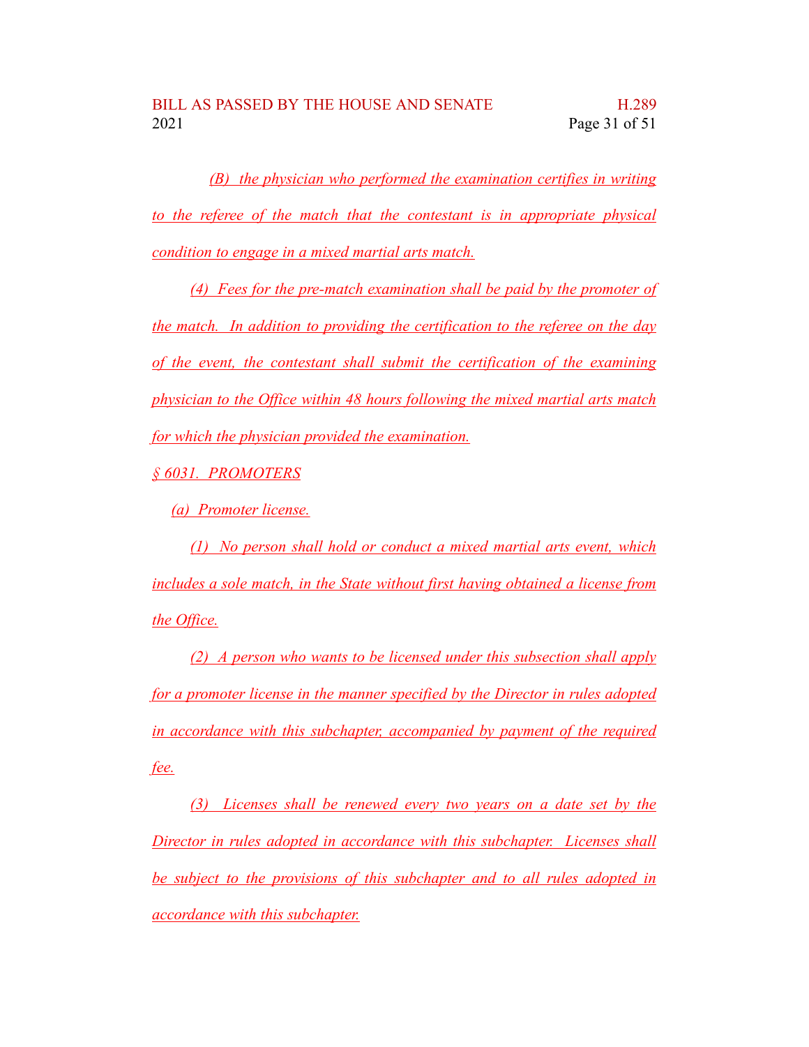(B) the physician who performed the examination certifies in writing to the referee of the match that the contestant is in appropriate physical condition to engage in a mixed martial arts match.

(4) Fees for the pre-match examination shall be paid by the promoter of the match. In addition to providing the certification to the referee on the day of the event, the contestant shall submit the certification of the examining physician to the Office within 48 hours following the mixed martial arts match for which the physician provided the examination.

§ 6031. PROMOTERS

(a) Promoter license.

(1) No person shall hold or conduct a mixed martial arts event, which includes a sole match, in the State without first having obtained a license from the Office.

(2) A person who wants to be licensed under this subsection shall apply for a promoter license in the manner specified by the Director in rules adopted in accordance with this subchapter, accompanied by payment of the required fee.

(3) Licenses shall be renewed every two years on a date set by the Director in rules adopted in accordance with this subchapter. Licenses shall be subject to the provisions of this subchapter and to all rules adopted in accordance with this subchapter.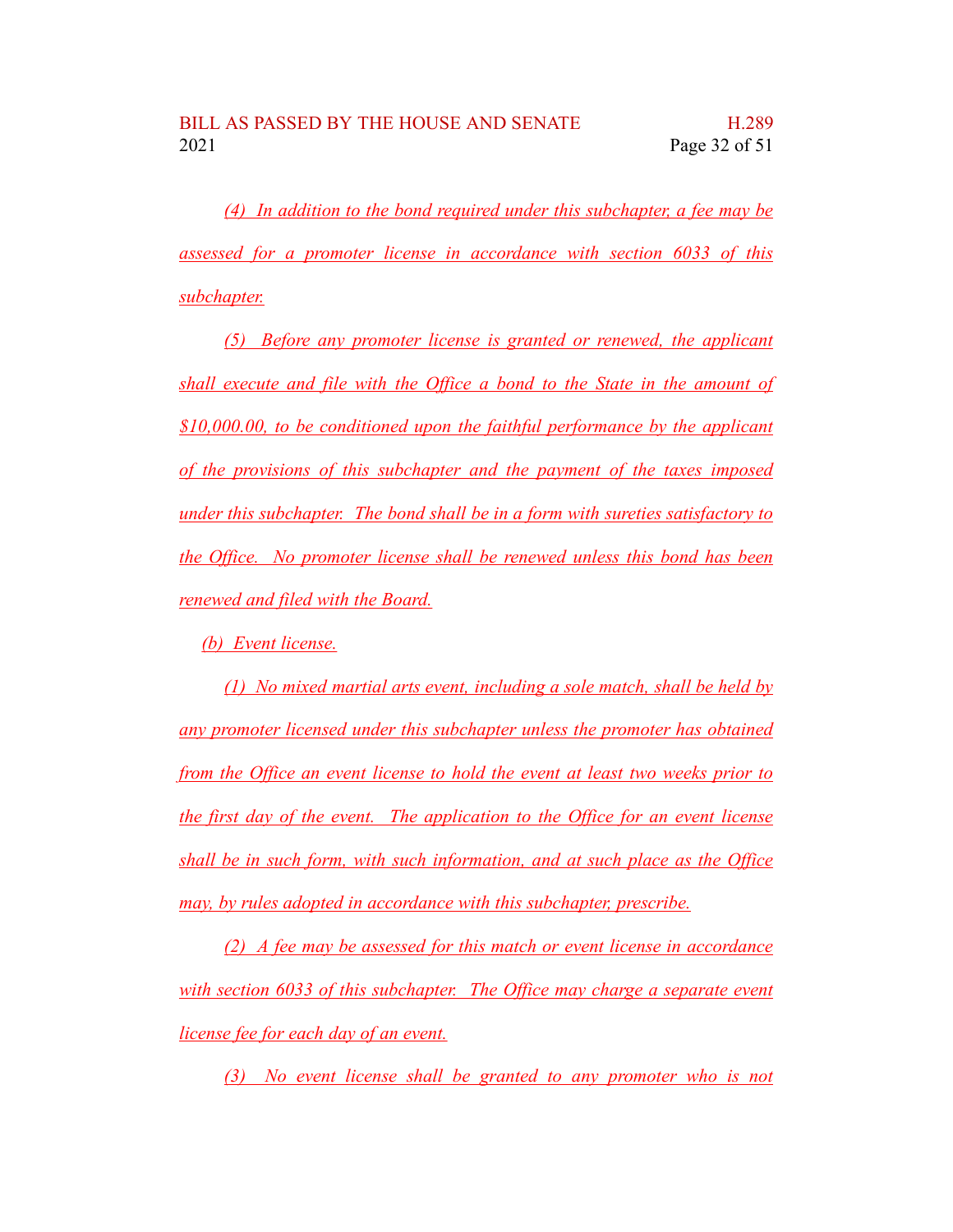*(4) In addition to the bond required under this subchapter, a fee may be assessed for a promoter license in accordance with section 6033 of this subchapter.*

*(5) Before any promoter license is granted or renewed, the applicant shall execute and file with the Office a bond to the State in the amount of $10,000.00, to be conditioned upon the faithful performance by the applicant of the provisions of this subchapter and the payment of the taxes imposed under this subchapter. The bond shall be in a form with sureties satisfactory to the Office. No promoter license shall be renewed unless this bond has been renewed and filed with the Board.*

*(b) Event license.*

*(1) No mixed martial arts event, including a sole match, shall be held by any promoter licensed under this subchapter unless the promoter has obtained from the Office an event license to hold the event at least two weeks prior to the first day of the event. The application to the Office for an event license shall be in such form, with such information, and at such place as the Office may, by rules adopted in accordance with this subchapter, prescribe.*

*(2) A fee may be assessed for this match or event license in accordance with section 6033 of this subchapter. The Office may charge a separate event license fee for each day of an event.*

*(3) No event license shall be granted to any promoter who is not*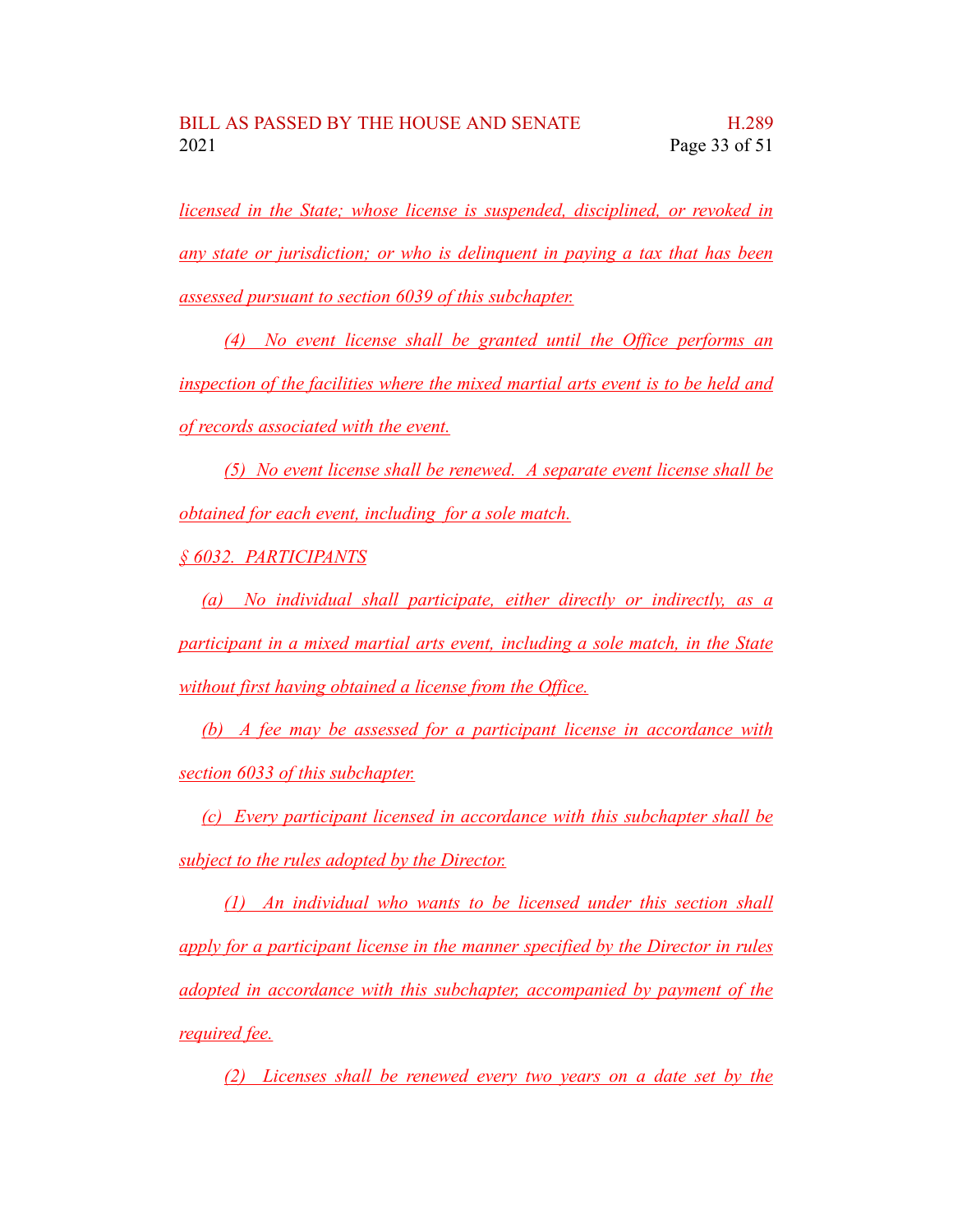licensed in the State; whose license is suspended, disciplined, or revoked in any state or jurisdiction; or who is delinquent in paying a tax that has been assessed pursuant to section 6039 of this subchapter.

(4) No event license shall be granted until the Office performs an inspection of the facilities where the mixed martial arts event is to be held and of records associated with the event.

(5) No event license shall be renewed. A separate event license shall be obtained for each event, including for a sole match.

§ 6032. PARTICIPANTS

(a) No individual shall participate, either directly or indirectly, as a participant in a mixed martial arts event, including a sole match, in the State without first having obtained a license from the Office.

(b) A fee may be assessed for a participant license in accordance with section 6033 of this subchapter.

(c) Every participant licensed in accordance with this subchapter shall be subject to the rules adopted by the Director.

(1) An individual who wants to be licensed under this section shall apply for a participant license in the manner specified by the Director in rules adopted in accordance with this subchapter, accompanied by payment of the required fee.

(2) Licenses shall be renewed every two years on a date set by the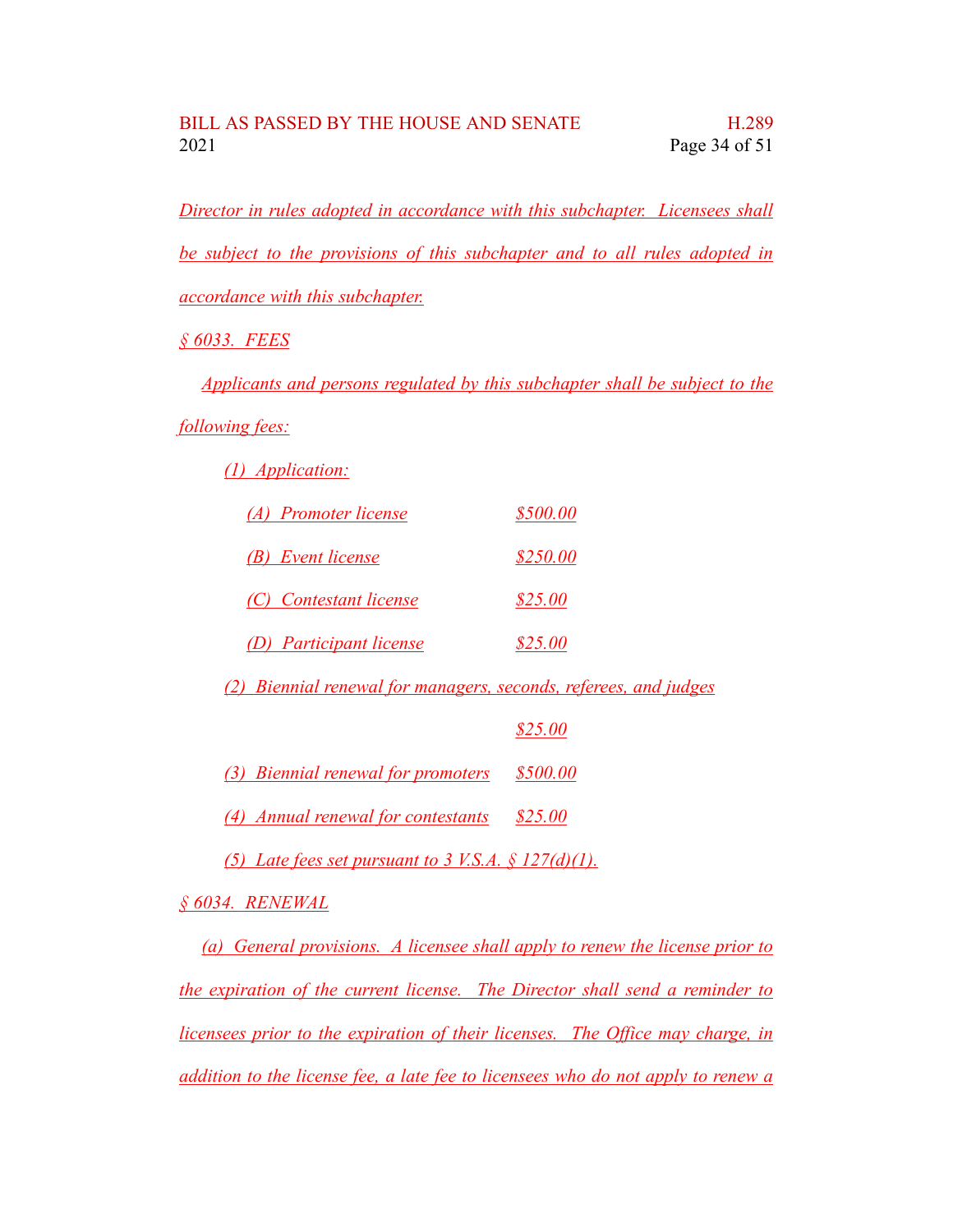Director in rules adopted in accordance with this subchapter. Licensees shall be subject to the provisions of this subchapter and to all rules adopted in accordance with this subchapter.

§ 6033. FEES

Applicants and persons regulated by this subchapter shall be subject to the following fees:

(1) Application:

(A) Promoter license $500.00

(B) Event license $250.00

(C) Contestant license $25.00

(D) Participant license $25.00

(2) Biennial renewal for managers, seconds, referees, and judges $25.00

(3) Biennial renewal for promoters $500.00

(4) Annual renewal for contestants $25.00

(5) Late fees set pursuant to 3 V.S.A. § 127(d)(1).

§ 6034. RENEWAL

(a) General provisions. A licensee shall apply to renew the license prior to the expiration of the current license. The Director shall send a reminder to licensees prior to the expiration of their licenses. The Office may charge, in addition to the license fee, a late fee to licensees who do not apply to renew a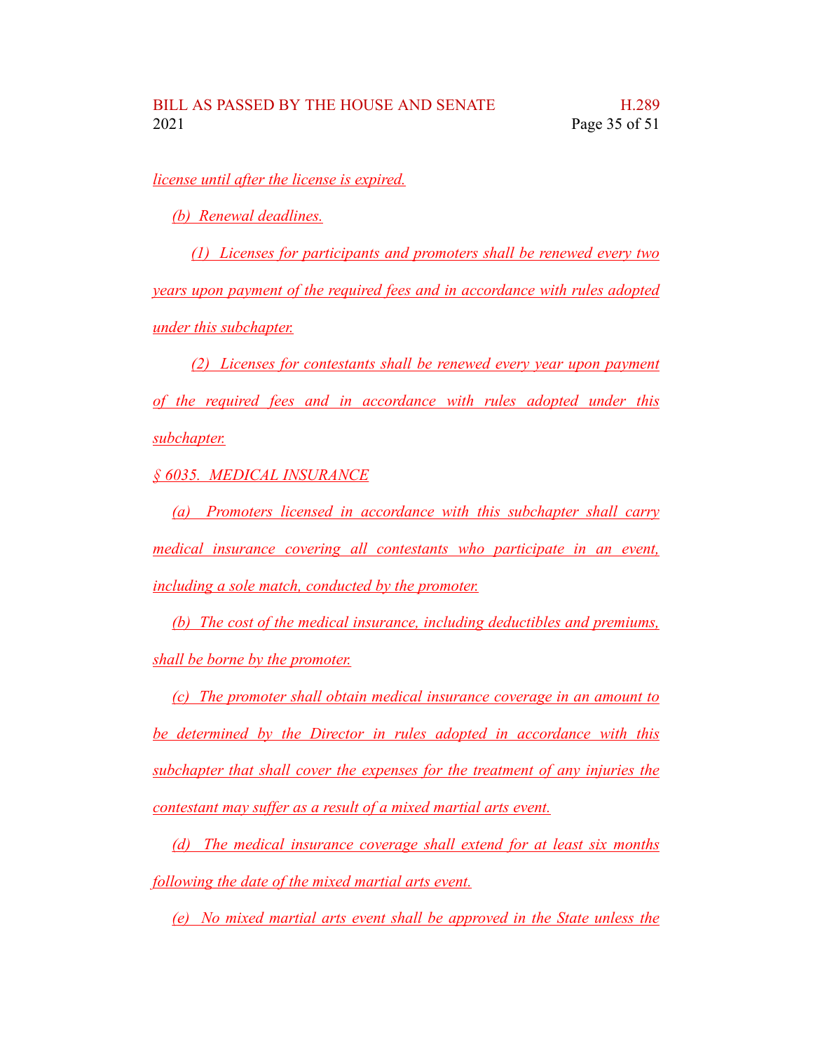license until after the license is expired.

(b) Renewal deadlines.

(1) Licenses for participants and promoters shall be renewed every two years upon payment of the required fees and in accordance with rules adopted under this subchapter.

(2) Licenses for contestants shall be renewed every year upon payment of the required fees and in accordance with rules adopted under this subchapter.

§ 6035. MEDICAL INSURANCE

(a) Promoters licensed in accordance with this subchapter shall carry medical insurance covering all contestants who participate in an event, including a sole match, conducted by the promoter.

(b) The cost of the medical insurance, including deductibles and premiums, shall be borne by the promoter.

(c) The promoter shall obtain medical insurance coverage in an amount to be determined by the Director in rules adopted in accordance with this subchapter that shall cover the expenses for the treatment of any injuries the contestant may suffer as a result of a mixed martial arts event.

(d) The medical insurance coverage shall extend for at least six months following the date of the mixed martial arts event.

(e) No mixed martial arts event shall be approved in the State unless the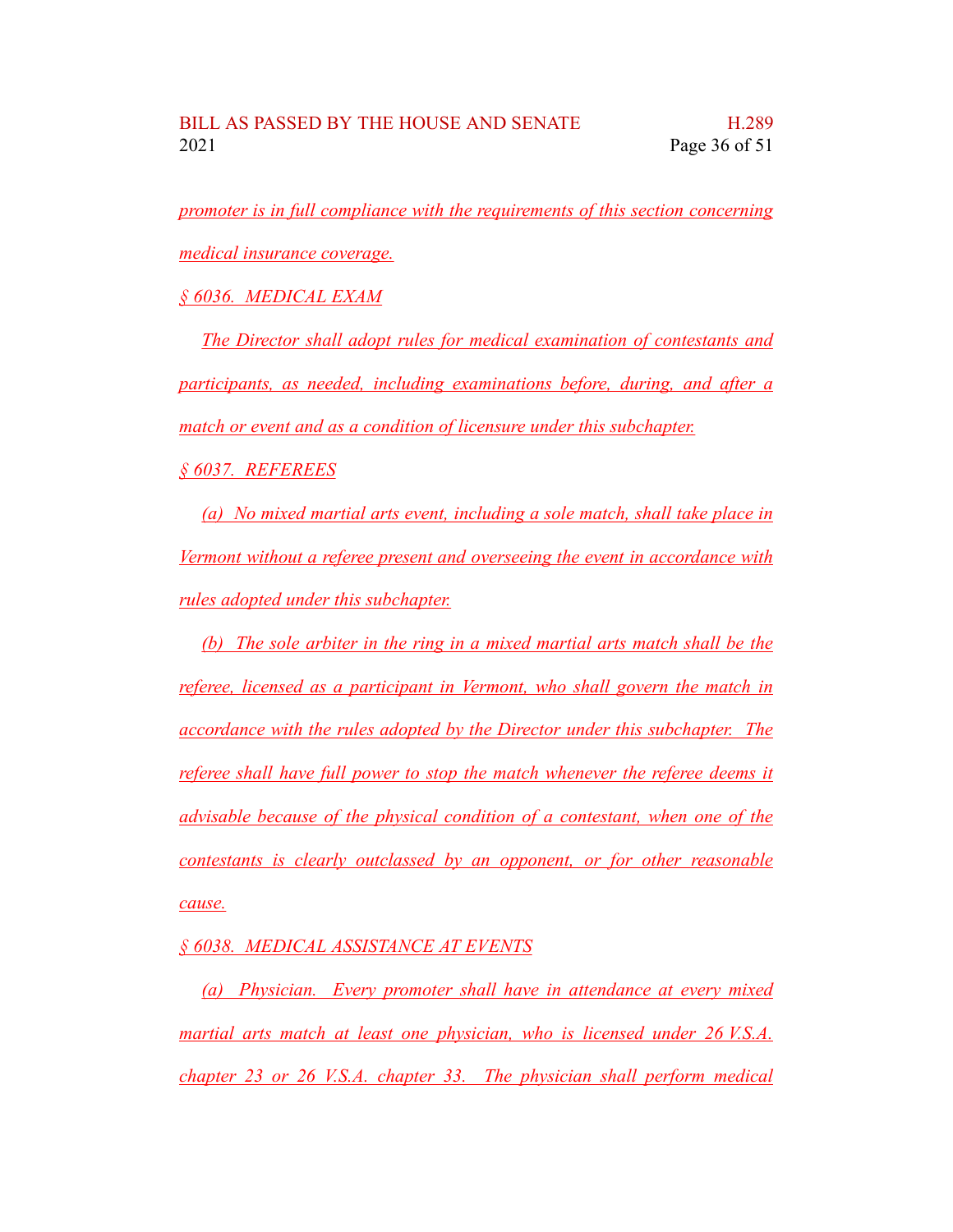promoter is in full compliance with the requirements of this section concerning medical insurance coverage.

§ 6036. MEDICAL EXAM

The Director shall adopt rules for medical examination of contestants and participants, as needed, including examinations before, during, and after a match or event and as a condition of licensure under this subchapter.

§ 6037. REFEREES

(a) No mixed martial arts event, including a sole match, shall take place in Vermont without a referee present and overseeing the event in accordance with rules adopted under this subchapter.

(b) The sole arbiter in the ring in a mixed martial arts match shall be the referee, licensed as a participant in Vermont, who shall govern the match in accordance with the rules adopted by the Director under this subchapter. The referee shall have full power to stop the match whenever the referee deems it advisable because of the physical condition of a contestant, when one of the contestants is clearly outclassed by an opponent, or for other reasonable cause.

§ 6038. MEDICAL ASSISTANCE AT EVENTS

(a) Physician. Every promoter shall have in attendance at every mixed martial arts match at least one physician, who is licensed under 26 V.S.A. chapter 23 or 26 V.S.A. chapter 33. The physician shall perform medical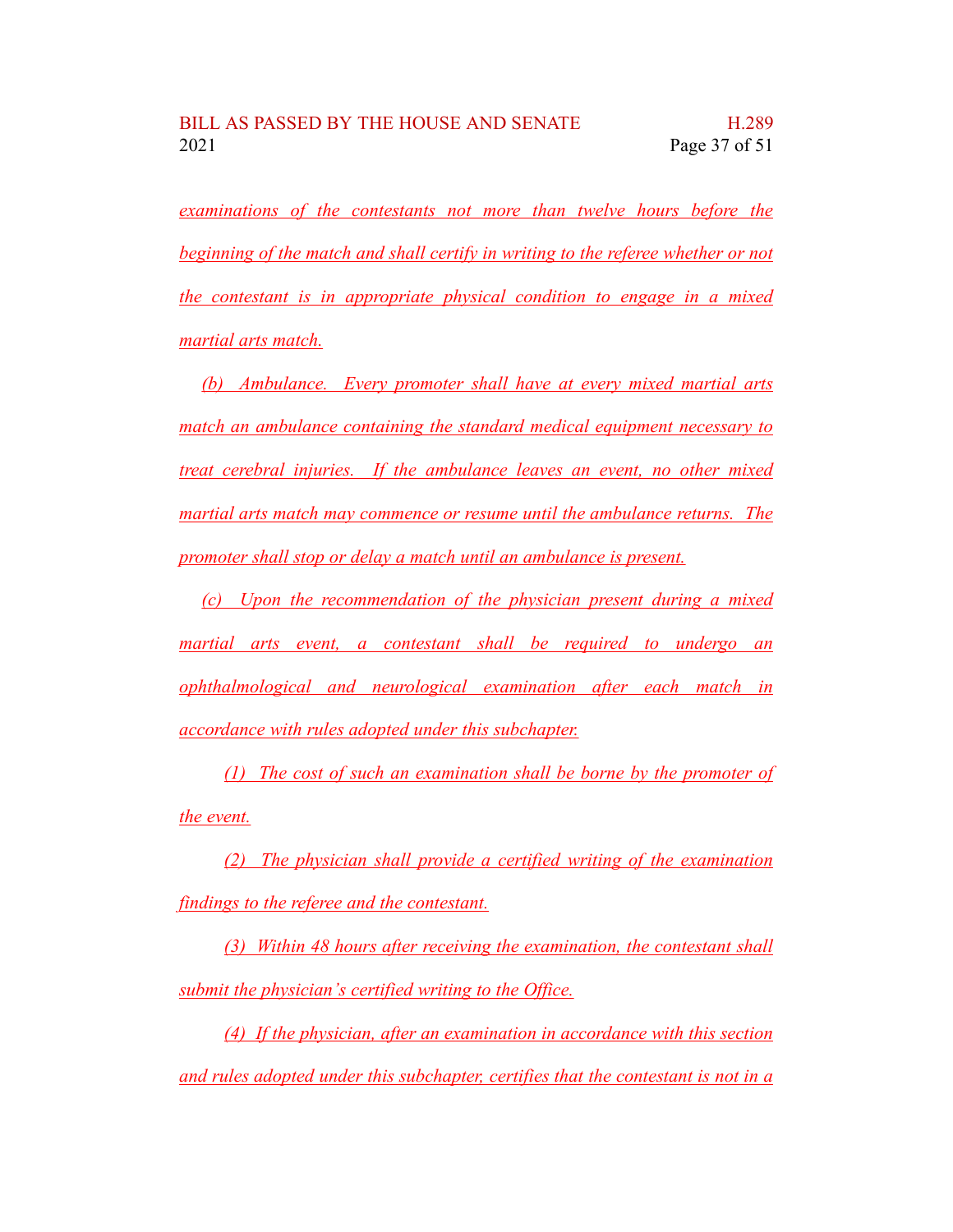*examinations of the contestants not more than twelve hours before the beginning of the match and shall certify in writing to the referee whether or not the contestant is in appropriate physical condition to engage in a mixed martial arts match.*

*(b) Ambulance. Every promoter shall have at every mixed martial arts match an ambulance containing the standard medical equipment necessary to treat cerebral injuries. If the ambulance leaves an event, no other mixed martial arts match may commence or resume until the ambulance returns. The promoter shall stop or delay a match until an ambulance is present.*

*(c) Upon the recommendation of the physician present during a mixed martial arts event, a contestant shall be required to undergo an ophthalmological and neurological examination after each match in accordance with rules adopted under this subchapter.*

*(1) The cost of such an examination shall be borne by the promoter of the event.*

*(2) The physician shall provide a certified writing of the examination findings to the referee and the contestant.*

*(3) Within 48 hours after receiving the examination, the contestant shall submit the physician's certified writing to the Office.*

*(4) If the physician, after an examination in accordance with this section and rules adopted under this subchapter, certifies that the contestant is not in a*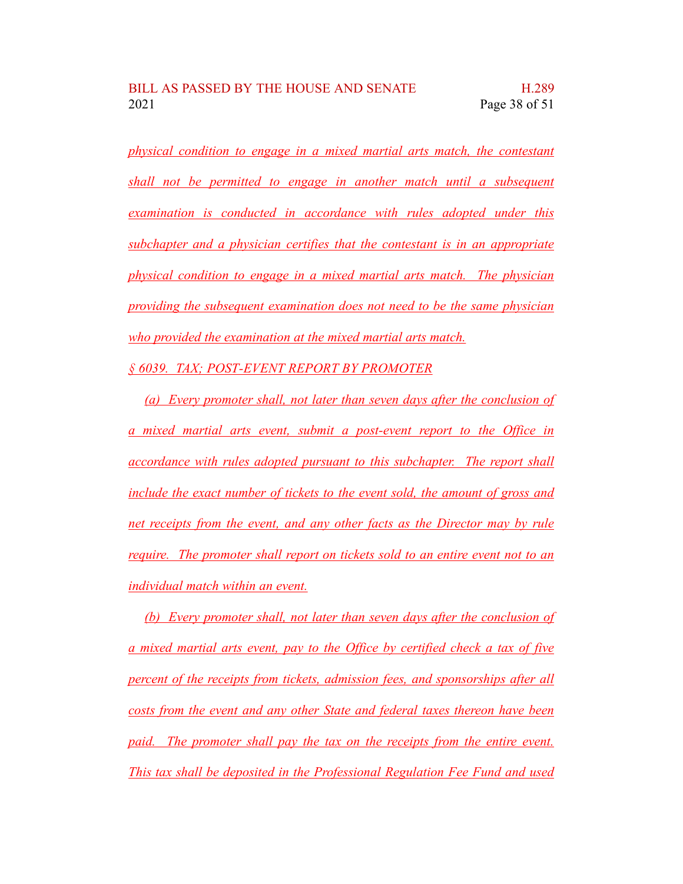physical condition to engage in a mixed martial arts match, the contestant shall not be permitted to engage in another match until a subsequent examination is conducted in accordance with rules adopted under this subchapter and a physician certifies that the contestant is in an appropriate physical condition to engage in a mixed martial arts match. The physician providing the subsequent examination does not need to be the same physician who provided the examination at the mixed martial arts match.

§ 6039. TAX; POST-EVENT REPORT BY PROMOTER

(a) Every promoter shall, not later than seven days after the conclusion of a mixed martial arts event, submit a post-event report to the Office in accordance with rules adopted pursuant to this subchapter. The report shall include the exact number of tickets to the event sold, the amount of gross and net receipts from the event, and any other facts as the Director may by rule require. The promoter shall report on tickets sold to an entire event not to an individual match within an event.

(b) Every promoter shall, not later than seven days after the conclusion of a mixed martial arts event, pay to the Office by certified check a tax of five percent of the receipts from tickets, admission fees, and sponsorships after all costs from the event and any other State and federal taxes thereon have been paid. The promoter shall pay the tax on the receipts from the entire event. This tax shall be deposited in the Professional Regulation Fee Fund and used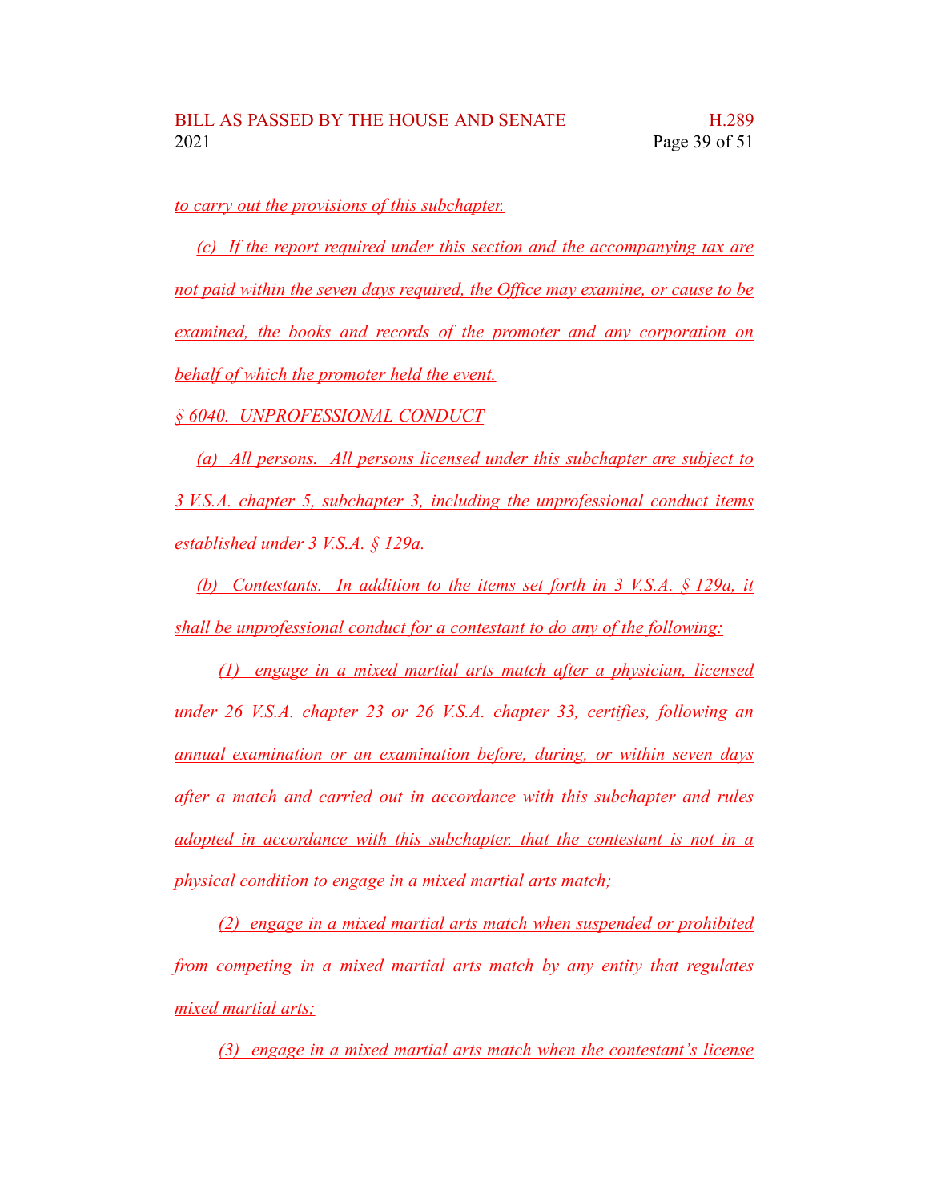to carry out the provisions of this subchapter.

(c) If the report required under this section and the accompanying tax are not paid within the seven days required, the Office may examine, or cause to be examined, the books and records of the promoter and any corporation on behalf of which the promoter held the event.

§ 6040. UNPROFESSIONAL CONDUCT

(a) All persons. All persons licensed under this subchapter are subject to 3 V.S.A. chapter 5, subchapter 3, including the unprofessional conduct items established under 3 V.S.A. § 129a.

(b) Contestants. In addition to the items set forth in 3 V.S.A. § 129a, it shall be unprofessional conduct for a contestant to do any of the following:

(1) engage in a mixed martial arts match after a physician, licensed under 26 V.S.A. chapter 23 or 26 V.S.A. chapter 33, certifies, following an annual examination or an examination before, during, or within seven days after a match and carried out in accordance with this subchapter and rules adopted in accordance with this subchapter, that the contestant is not in a physical condition to engage in a mixed martial arts match;

(2) engage in a mixed martial arts match when suspended or prohibited from competing in a mixed martial arts match by any entity that regulates mixed martial arts;

(3) engage in a mixed martial arts match when the contestant's license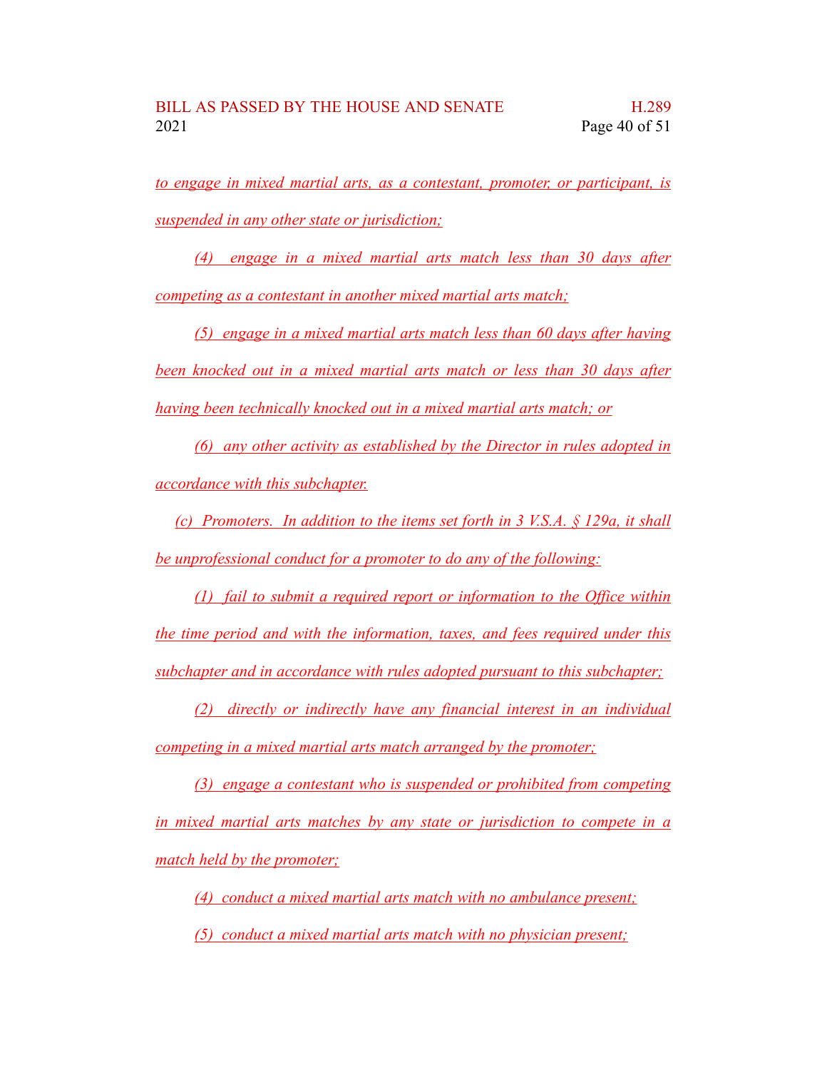to engage in mixed martial arts, as a contestant, promoter, or participant, is suspended in any other state or jurisdiction;

(4) engage in a mixed martial arts match less than 30 days after competing as a contestant in another mixed martial arts match;

(5) engage in a mixed martial arts match less than 60 days after having been knocked out in a mixed martial arts match or less than 30 days after having been technically knocked out in a mixed martial arts match; or

(6) any other activity as established by the Director in rules adopted in accordance with this subchapter.

(c) Promoters. In addition to the items set forth in 3 V.S.A. § 129a, it shall be unprofessional conduct for a promoter to do any of the following:

(1) fail to submit a required report or information to the Office within the time period and with the information, taxes, and fees required under this subchapter and in accordance with rules adopted pursuant to this subchapter;

(2) directly or indirectly have any financial interest in an individual competing in a mixed martial arts match arranged by the promoter;

(3) engage a contestant who is suspended or prohibited from competing in mixed martial arts matches by any state or jurisdiction to compete in a match held by the promoter;

(4) conduct a mixed martial arts match with no ambulance present;

(5) conduct a mixed martial arts match with no physician present;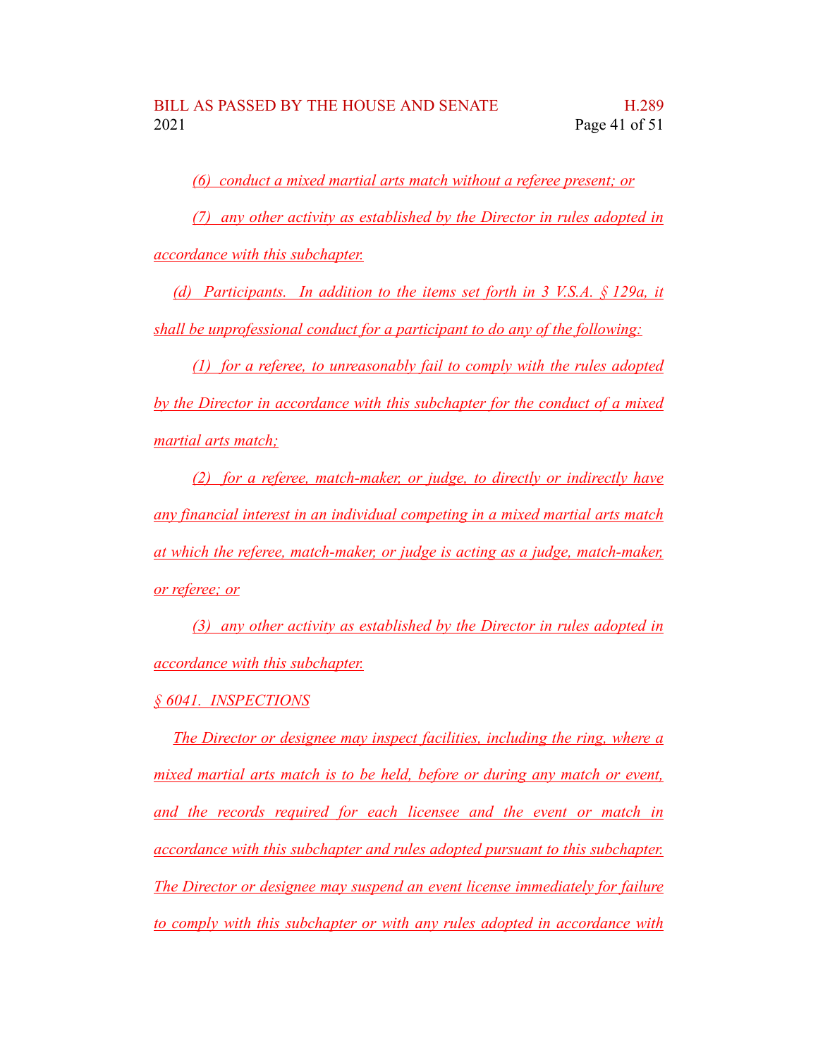(6) conduct a mixed martial arts match without a referee present; or

(7) any other activity as established by the Director in rules adopted in accordance with this subchapter.

(d) Participants. In addition to the items set forth in 3 V.S.A. § 129a, it shall be unprofessional conduct for a participant to do any of the following:

(1) for a referee, to unreasonably fail to comply with the rules adopted by the Director in accordance with this subchapter for the conduct of a mixed martial arts match;

(2) for a referee, match-maker, or judge, to directly or indirectly have any financial interest in an individual competing in a mixed martial arts match at which the referee, match-maker, or judge is acting as a judge, match-maker, or referee; or

(3) any other activity as established by the Director in rules adopted in accordance with this subchapter.

§ 6041. INSPECTIONS

The Director or designee may inspect facilities, including the ring, where a mixed martial arts match is to be held, before or during any match or event, and the records required for each licensee and the event or match in accordance with this subchapter and rules adopted pursuant to this subchapter. The Director or designee may suspend an event license immediately for failure to comply with this subchapter or with any rules adopted in accordance with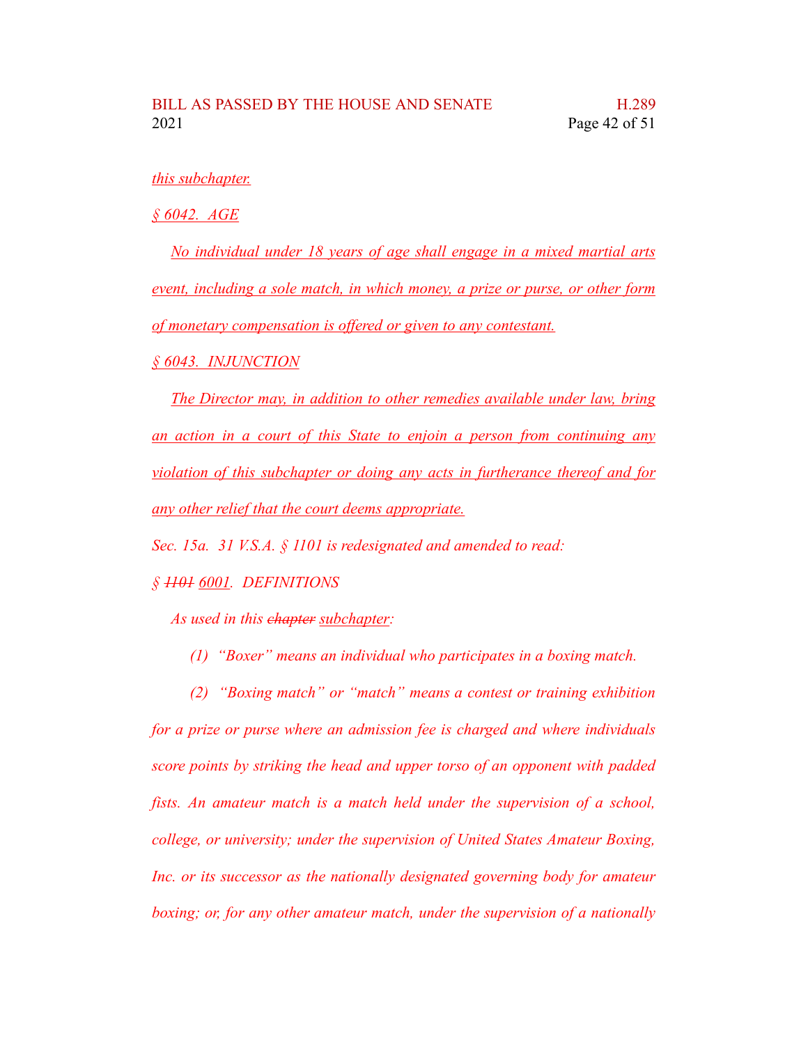*this subchapter.*

*§ 6042. AGE*

*No individual under 18 years of age shall engage in a mixed martial arts event, including a sole match, in which money, a prize or purse, or other form of monetary compensation is offered or given to any contestant.*

*§ 6043. INJUNCTION*

*The Director may, in addition to other remedies available under law, bring an action in a court of this State to enjoin a person from continuing any violation of this subchapter or doing any acts in furtherance thereof and for any other relief that the court deems appropriate.*

*Sec. 15a. 31 V.S.A. § 1101 is redesignated and amended to read:*

*§ ~~1101~~ 6001. DEFINITIONS*

*As used in this ~~chapter~~ subchapter:*

*(1) "Boxer" means an individual who participates in a boxing match.*

*(2) "Boxing match" or "match" means a contest or training exhibition for a prize or purse where an admission fee is charged and where individuals score points by striking the head and upper torso of an opponent with padded fists. An amateur match is a match held under the supervision of a school, college, or university; under the supervision of United States Amateur Boxing, Inc. or its successor as the nationally designated governing body for amateur boxing; or, for any other amateur match, under the supervision of a nationally*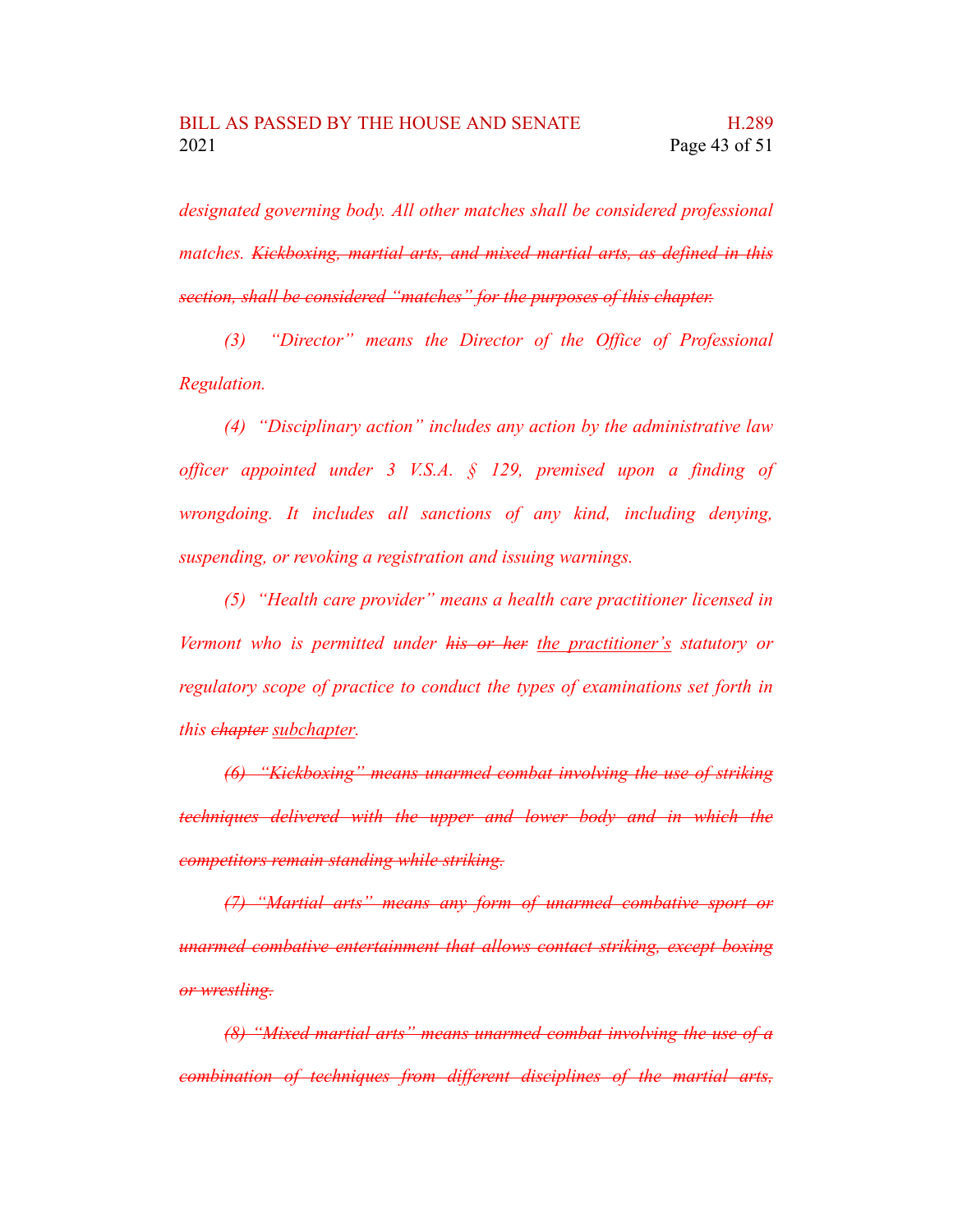*designated governing body. All other matches shall be considered professional matches. ~~Kickboxing, martial arts, and mixed martial arts, as defined in this section, shall be considered "matches" for the purposes of this chapter.~~*

*(3) "Director" means the Director of the Office of Professional Regulation.*

*(4) "Disciplinary action" includes any action by the administrative law officer appointed under 3 V.S.A. § 129, premised upon a finding of wrongdoing. It includes all sanctions of any kind, including denying, suspending, or revoking a registration and issuing warnings.*

*(5) "Health care provider" means a health care practitioner licensed in Vermont who is permitted under ~~his or her~~ <u>the practitioner's</u> statutory or regulatory scope of practice to conduct the types of examinations set forth in this ~~chapter~~ <u>subchapter</u>.*

*~~(6) "Kickboxing" means unarmed combat involving the use of striking techniques delivered with the upper and lower body and in which the competitors remain standing while striking.~~*

*~~(7) "Martial arts" means any form of unarmed combative sport or unarmed combative entertainment that allows contact striking, except boxing or wrestling.~~*

*~~(8) "Mixed martial arts" means unarmed combat involving the use of a combination of techniques from different disciplines of the martial arts,~~*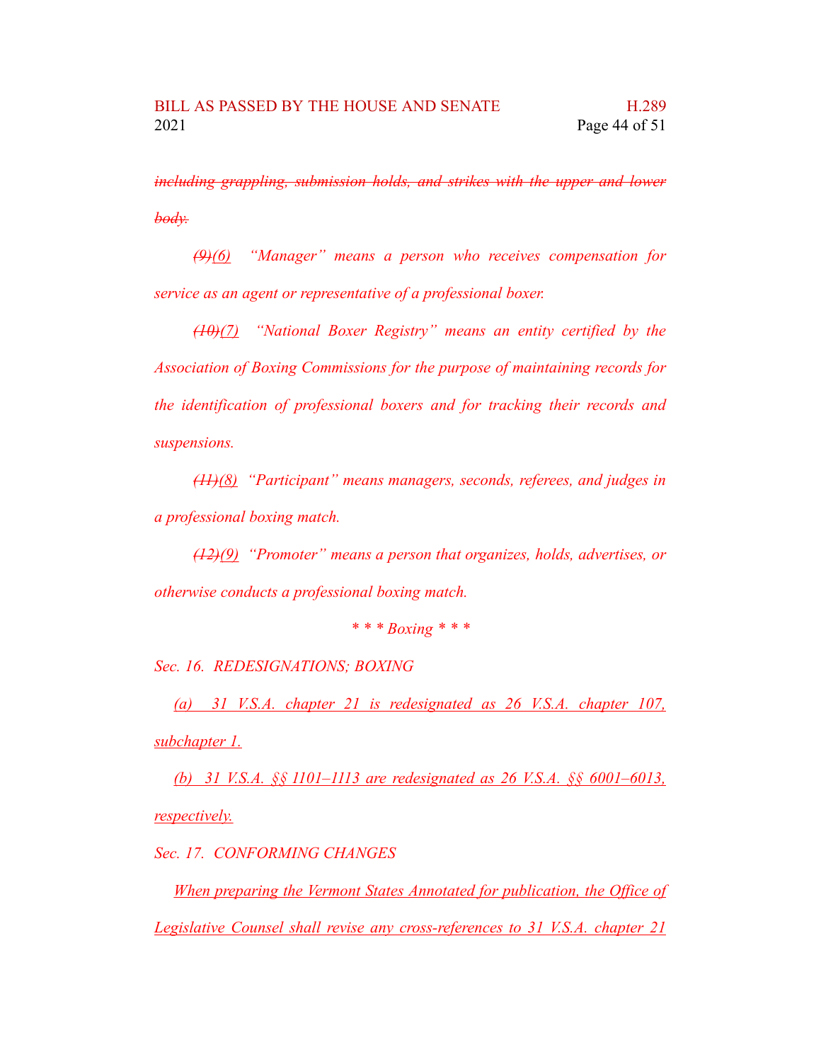~~*including grappling, submission holds, and strikes with the upper and lower body.*~~

*~~(9)~~<u>(6)</u> "Manager" means a person who receives compensation for service as an agent or representative of a professional boxer.*

*~~(10)~~<u>(7)</u> "National Boxer Registry" means an entity certified by the Association of Boxing Commissions for the purpose of maintaining records for the identification of professional boxers and for tracking their records and suspensions.*

*~~(11)~~<u>(8)</u> "Participant" means managers, seconds, referees, and judges in a professional boxing match.*

*~~(12)~~<u>(9)</u> "Promoter" means a person that organizes, holds, advertises, or otherwise conducts a professional boxing match.*

*\* \* \* Boxing \* \* \**

*Sec. 16. REDESIGNATIONS; BOXING*

*<u>(a) 31 V.S.A. chapter 21 is redesignated as 26 V.S.A. chapter 107, subchapter 1.</u>*

*<u>(b) 31 V.S.A. §§ 1101–1113 are redesignated as 26 V.S.A. §§ 6001–6013, respectively.</u>*

*Sec. 17. CONFORMING CHANGES*

*<u>When preparing the Vermont States Annotated for publication, the Office of Legislative Counsel shall revise any cross-references to 31 V.S.A. chapter 21</u>*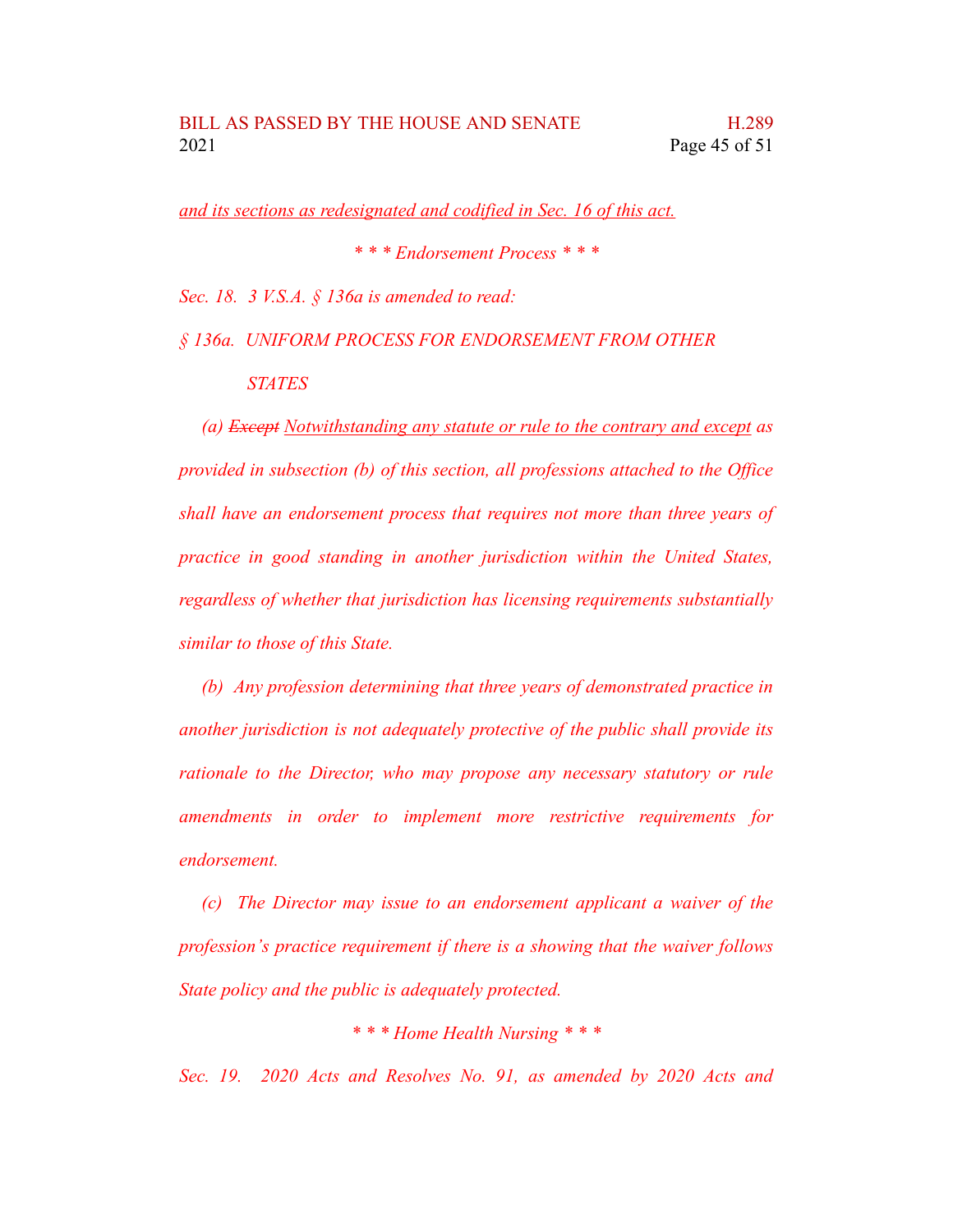*and its sections as redesignated and codified in Sec. 16 of this act.*

*\* \* \* Endorsement Process \* \* \**

*Sec. 18. 3 V.S.A. § 136a is amended to read:*

*§ 136a. UNIFORM PROCESS FOR ENDORSEMENT FROM OTHER STATES*

*(a) ~~Except~~ Notwithstanding any statute or rule to the contrary and except as provided in subsection (b) of this section, all professions attached to the Office shall have an endorsement process that requires not more than three years of practice in good standing in another jurisdiction within the United States, regardless of whether that jurisdiction has licensing requirements substantially similar to those of this State.*

*(b) Any profession determining that three years of demonstrated practice in another jurisdiction is not adequately protective of the public shall provide its rationale to the Director, who may propose any necessary statutory or rule amendments in order to implement more restrictive requirements for endorsement.*

*(c) The Director may issue to an endorsement applicant a waiver of the profession's practice requirement if there is a showing that the waiver follows State policy and the public is adequately protected.*

*\* \* \* Home Health Nursing \* \* \**

*Sec. 19. 2020 Acts and Resolves No. 91, as amended by 2020 Acts and*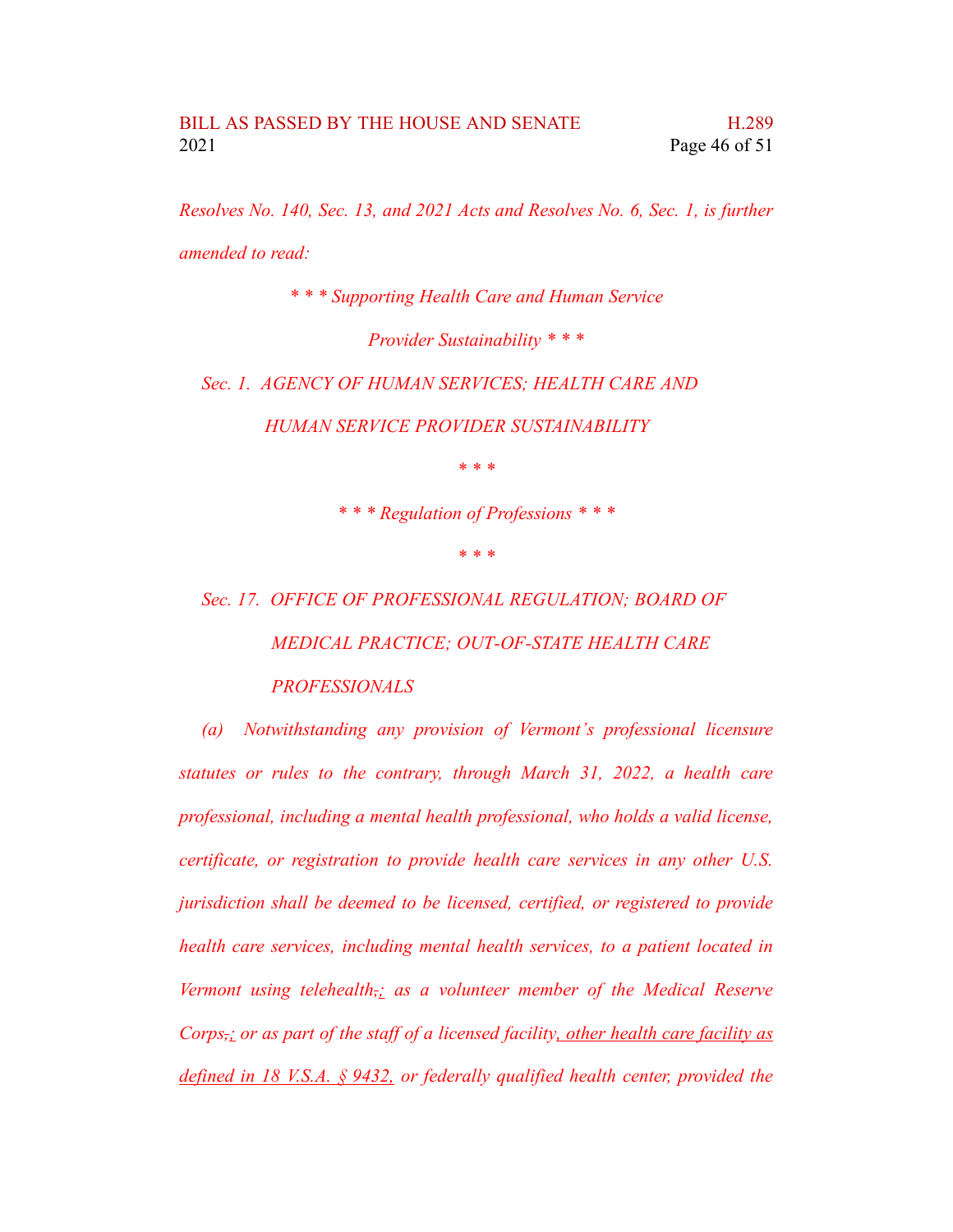*Resolves No. 140, Sec. 13, and 2021 Acts and Resolves No. 6, Sec. 1, is further amended to read:*

*\* \* \* Supporting Health Care and Human Service Provider Sustainability \* \* \**

*Sec. 1. AGENCY OF HUMAN SERVICES; HEALTH CARE AND HUMAN SERVICE PROVIDER SUSTAINABILITY*

*\* \* \**

*\* \* \* Regulation of Professions \* \* \**

*\* \* \**

*Sec. 17. OFFICE OF PROFESSIONAL REGULATION; BOARD OF MEDICAL PRACTICE; OUT-OF-STATE HEALTH CARE PROFESSIONALS*

*(a) Notwithstanding any provision of Vermont's professional licensure statutes or rules to the contrary, through March 31, 2022, a health care professional, including a mental health professional, who holds a valid license, certificate, or registration to provide health care services in any other U.S. jurisdiction shall be deemed to be licensed, certified, or registered to provide health care services, including mental health services, to a patient located in Vermont using telehealth, <u>;</u> as a volunteer member of the Medical Reserve Corps, <u>;</u> or as part of the staff of a licensed facility<u>, other health care facility as defined in 18 V.S.A. § 9432,</u> or federally qualified health center, provided the*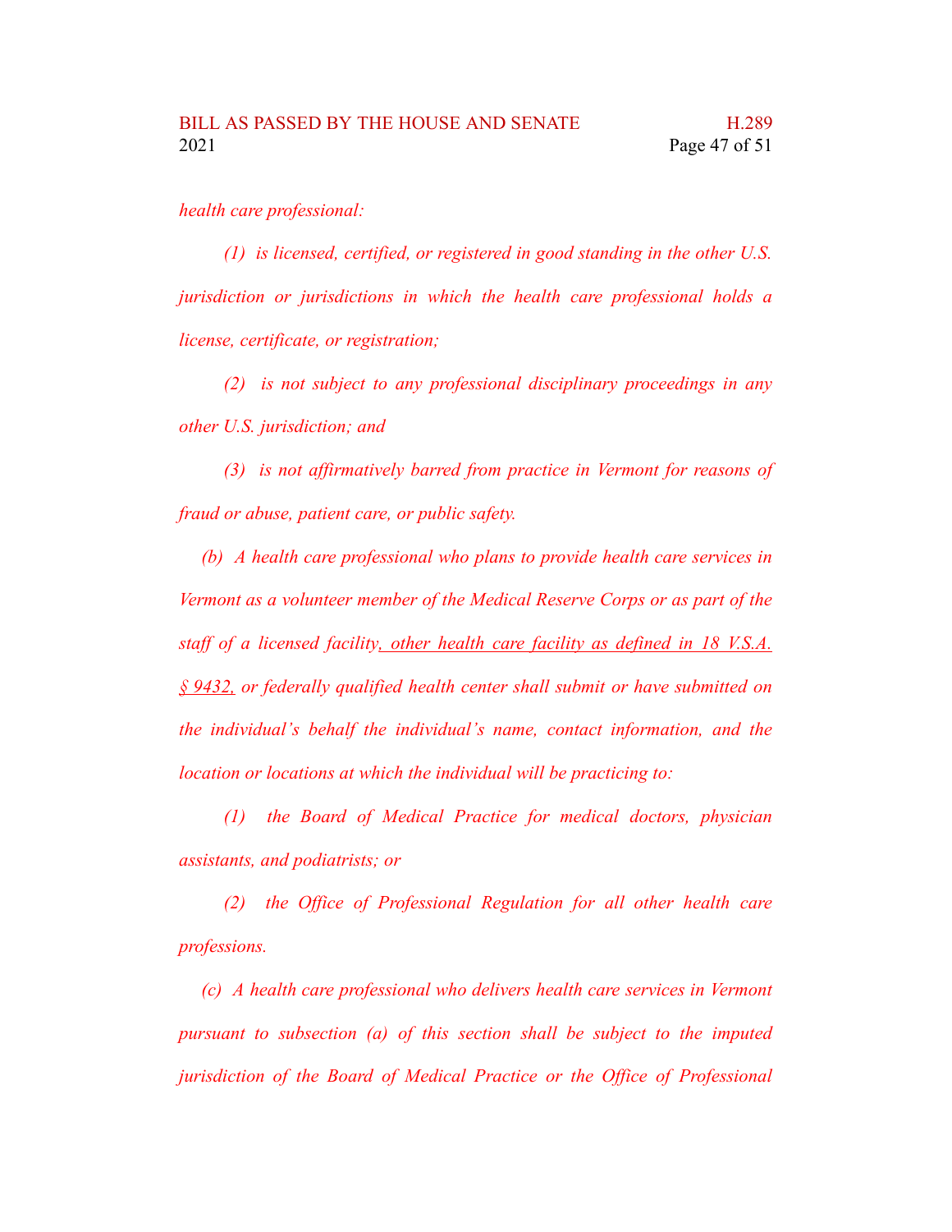*health care professional:*

*(1) is licensed, certified, or registered in good standing in the other U.S. jurisdiction or jurisdictions in which the health care professional holds a license, certificate, or registration;*

*(2) is not subject to any professional disciplinary proceedings in any other U.S. jurisdiction; and*

*(3) is not affirmatively barred from practice in Vermont for reasons of fraud or abuse, patient care, or public safety.*

*(b) A health care professional who plans to provide health care services in Vermont as a volunteer member of the Medical Reserve Corps or as part of the staff of a licensed facility, other health care facility as defined in 18 V.S.A. § 9432, or federally qualified health center shall submit or have submitted on the individual's behalf the individual's name, contact information, and the location or locations at which the individual will be practicing to:*

*(1) the Board of Medical Practice for medical doctors, physician assistants, and podiatrists; or*

*(2) the Office of Professional Regulation for all other health care professions.*

*(c) A health care professional who delivers health care services in Vermont pursuant to subsection (a) of this section shall be subject to the imputed jurisdiction of the Board of Medical Practice or the Office of Professional*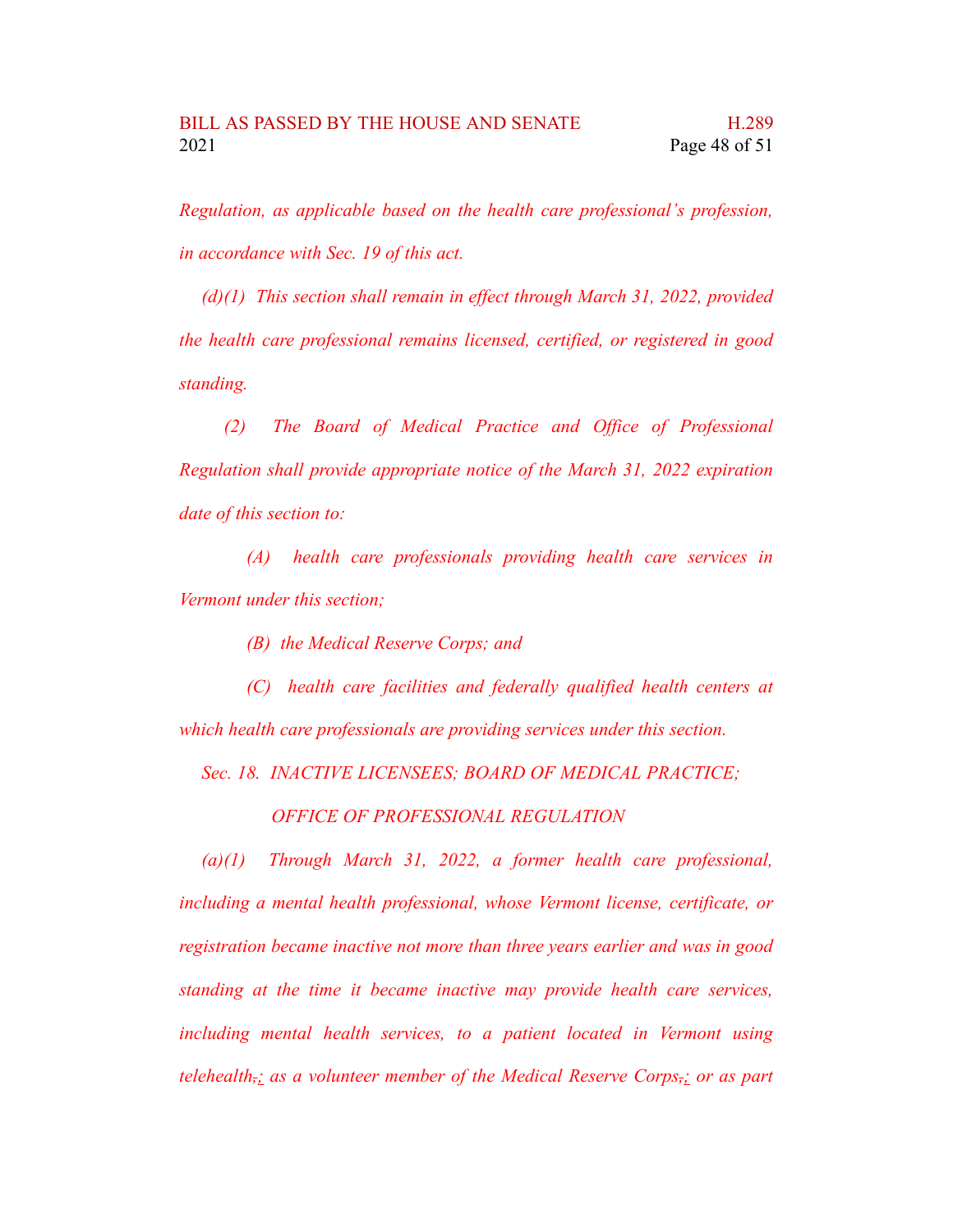*Regulation, as applicable based on the health care professional's profession, in accordance with Sec. 19 of this act.*

*(d)(1) This section shall remain in effect through March 31, 2022, provided the health care professional remains licensed, certified, or registered in good standing.*

*(2) The Board of Medical Practice and Office of Professional Regulation shall provide appropriate notice of the March 31, 2022 expiration date of this section to:*

*(A) health care professionals providing health care services in Vermont under this section;*

*(B) the Medical Reserve Corps; and*

*(C) health care facilities and federally qualified health centers at which health care professionals are providing services under this section.*

*Sec. 18. INACTIVE LICENSEES; BOARD OF MEDICAL PRACTICE; OFFICE OF PROFESSIONAL REGULATION*

*(a)(1) Through March 31, 2022, a former health care professional, including a mental health professional, whose Vermont license, certificate, or registration became inactive not more than three years earlier and was in good standing at the time it became inactive may provide health care services, including mental health services, to a patient located in Vermont using telehealth,; as a volunteer member of the Medical Reserve Corps,; or as part*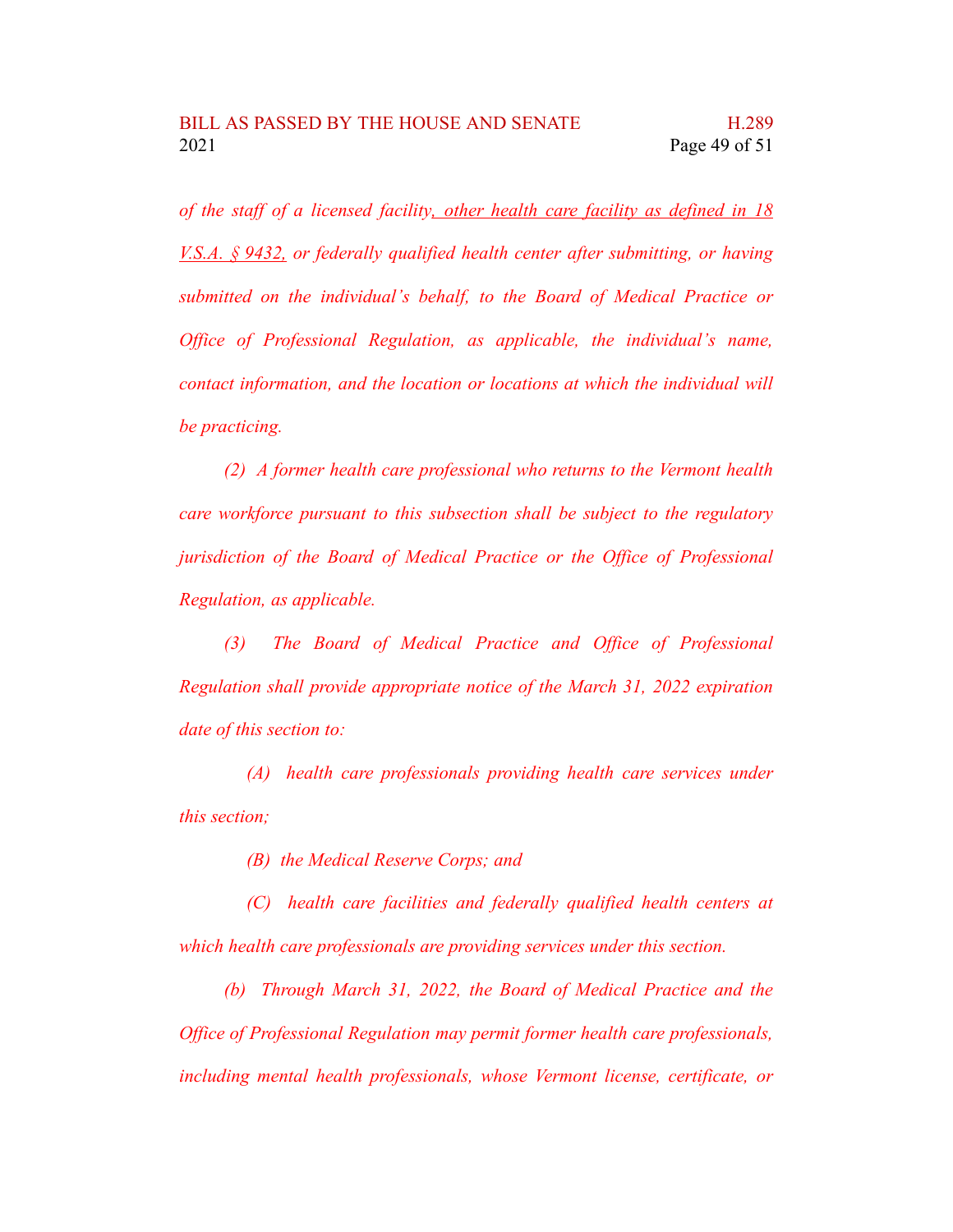*of the staff of a licensed facility, other health care facility as defined in 18 V.S.A. § 9432, or federally qualified health center after submitting, or having submitted on the individual's behalf, to the Board of Medical Practice or Office of Professional Regulation, as applicable, the individual's name, contact information, and the location or locations at which the individual will be practicing.*

*(2) A former health care professional who returns to the Vermont health care workforce pursuant to this subsection shall be subject to the regulatory jurisdiction of the Board of Medical Practice or the Office of Professional Regulation, as applicable.*

*(3) The Board of Medical Practice and Office of Professional Regulation shall provide appropriate notice of the March 31, 2022 expiration date of this section to:*

*(A) health care professionals providing health care services under this section;*

*(B) the Medical Reserve Corps; and*

*(C) health care facilities and federally qualified health centers at which health care professionals are providing services under this section.*

*(b) Through March 31, 2022, the Board of Medical Practice and the Office of Professional Regulation may permit former health care professionals, including mental health professionals, whose Vermont license, certificate, or*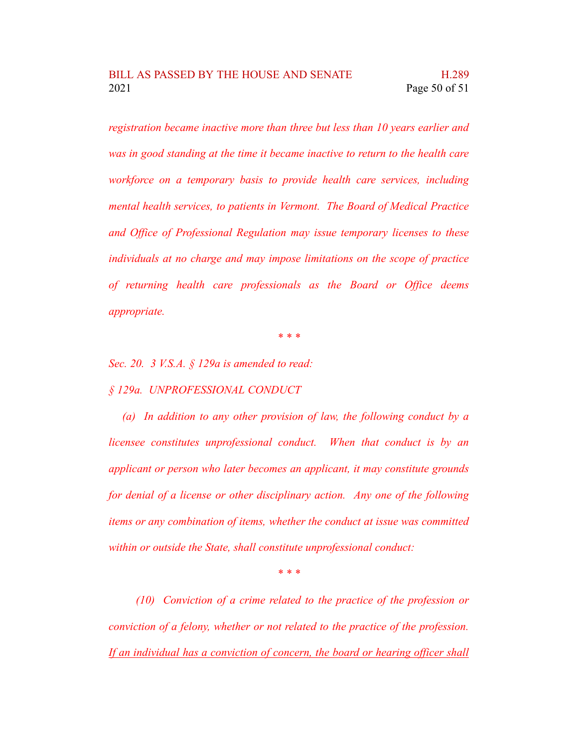*registration became inactive more than three but less than 10 years earlier and was in good standing at the time it became inactive to return to the health care workforce on a temporary basis to provide health care services, including mental health services, to patients in Vermont. The Board of Medical Practice and Office of Professional Regulation may issue temporary licenses to these individuals at no charge and may impose limitations on the scope of practice of returning health care professionals as the Board or Office deems appropriate.*

\* \* \*

*Sec. 20. 3 V.S.A. § 129a is amended to read:*

*§ 129a. UNPROFESSIONAL CONDUCT*

*(a) In addition to any other provision of law, the following conduct by a licensee constitutes unprofessional conduct. When that conduct is by an applicant or person who later becomes an applicant, it may constitute grounds for denial of a license or other disciplinary action. Any one of the following items or any combination of items, whether the conduct at issue was committed within or outside the State, shall constitute unprofessional conduct:*

\* \* \*

*(10) Conviction of a crime related to the practice of the profession or conviction of a felony, whether or not related to the practice of the profession.* <u>*If an individual has a conviction of concern, the board or hearing officer shall*</u>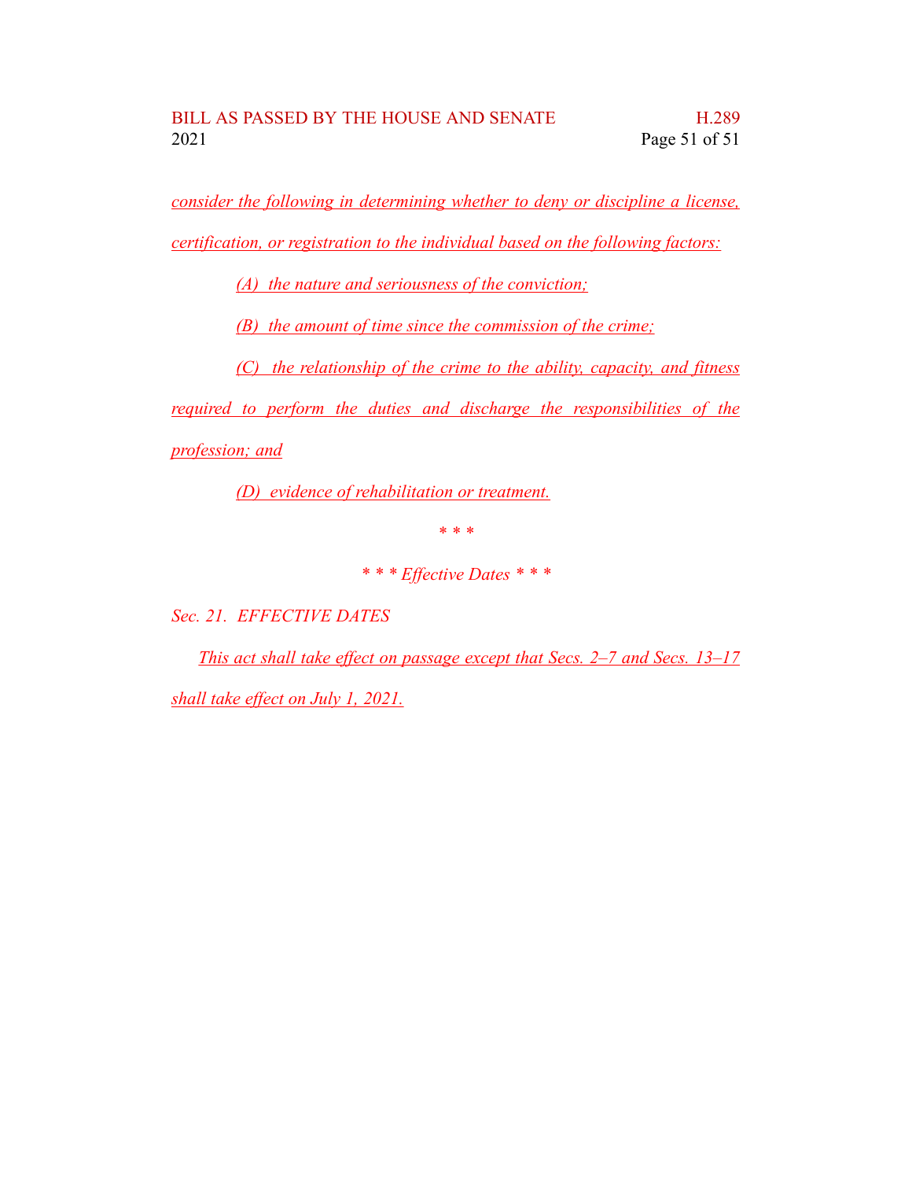*consider the following in determining whether to deny or discipline a license, certification, or registration to the individual based on the following factors:*

*(A) the nature and seriousness of the conviction;*

*(B) the amount of time since the commission of the crime;*

*(C) the relationship of the crime to the ability, capacity, and fitness required to perform the duties and discharge the responsibilities of the profession; and*

*(D) evidence of rehabilitation or treatment.*

\* \* \*

*\* \* \* Effective Dates \* \* \**

*Sec. 21. EFFECTIVE DATES*

*This act shall take effect on passage except that Secs. 2–7 and Secs. 13–17 shall take effect on July 1, 2021.*